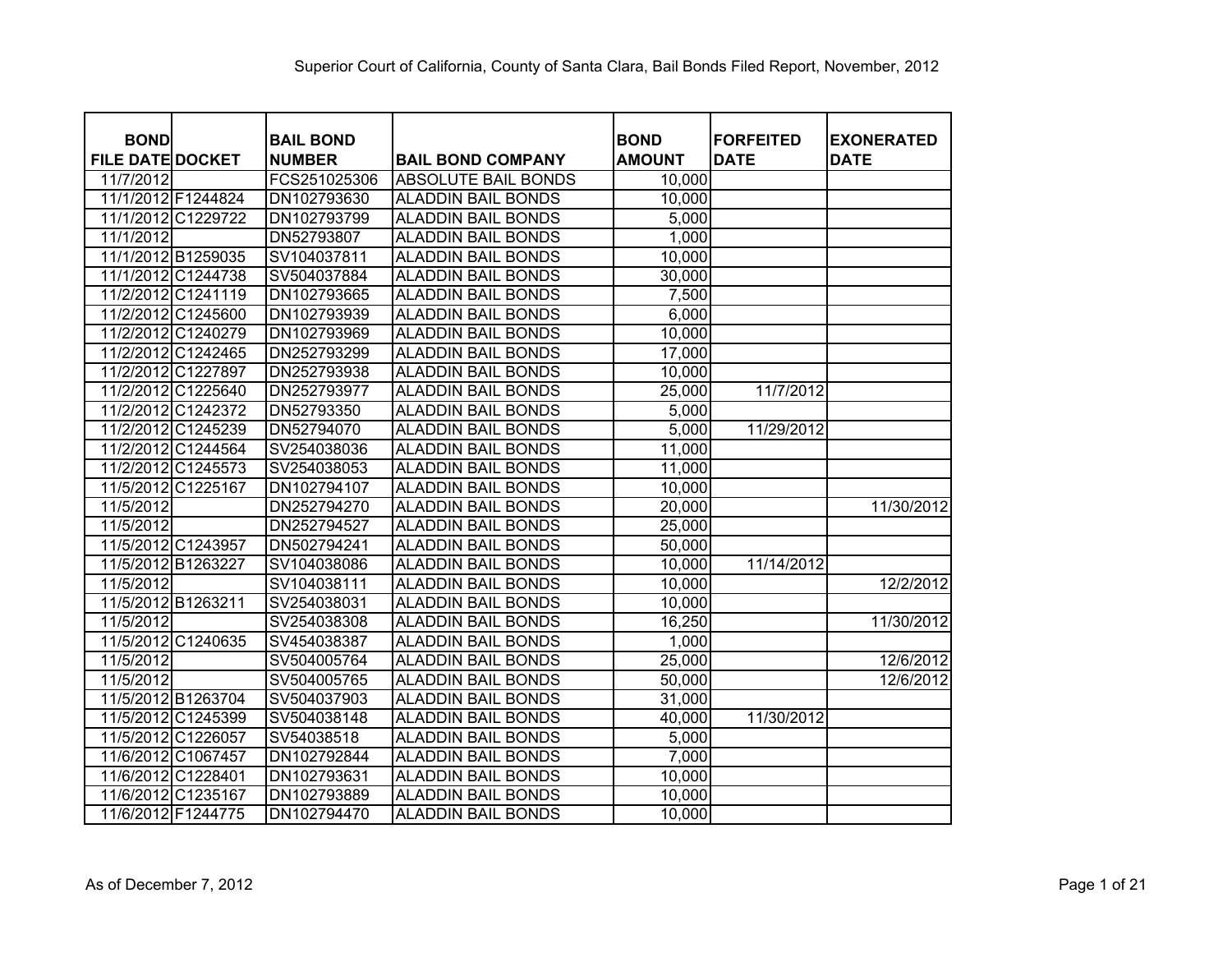# Superior Court of California, County of Santa Clara, Bail Bonds Filed Report, November, 2012

| BOND FILE DATE | DOCKET | BAIL BOND NUMBER | BAIL BOND COMPANY | BOND AMOUNT | FORFEITED DATE | EXONERATED DATE |
|---|---|---|---|---|---|---|
| 11/7/2012 | | FCS251025306 | ABSOLUTE BAIL BONDS | 10,000 | | |
| 11/1/2012 | F1244824 | DN102793630 | ALADDIN BAIL BONDS | 10,000 | | |
| 11/1/2012 | C1229722 | DN102793799 | ALADDIN BAIL BONDS | 5,000 | | |
| 11/1/2012 | | DN52793807 | ALADDIN BAIL BONDS | 1,000 | | |
| 11/1/2012 | B1259035 | SV104037811 | ALADDIN BAIL BONDS | 10,000 | | |
| 11/1/2012 | C1244738 | SV504037884 | ALADDIN BAIL BONDS | 30,000 | | |
| 11/2/2012 | C1241119 | DN102793665 | ALADDIN BAIL BONDS | 7,500 | | |
| 11/2/2012 | C1245600 | DN102793939 | ALADDIN BAIL BONDS | 6,000 | | |
| 11/2/2012 | C1240279 | DN102793969 | ALADDIN BAIL BONDS | 10,000 | | |
| 11/2/2012 | C1242465 | DN252793299 | ALADDIN BAIL BONDS | 17,000 | | |
| 11/2/2012 | C1227897 | DN252793938 | ALADDIN BAIL BONDS | 10,000 | | |
| 11/2/2012 | C1225640 | DN252793977 | ALADDIN BAIL BONDS | 25,000 | 11/7/2012 | |
| 11/2/2012 | C1242372 | DN52793350 | ALADDIN BAIL BONDS | 5,000 | | |
| 11/2/2012 | C1245239 | DN52794070 | ALADDIN BAIL BONDS | 5,000 | 11/29/2012 | |
| 11/2/2012 | C1244564 | SV254038036 | ALADDIN BAIL BONDS | 11,000 | | |
| 11/2/2012 | C1245573 | SV254038053 | ALADDIN BAIL BONDS | 11,000 | | |
| 11/5/2012 | C1225167 | DN102794107 | ALADDIN BAIL BONDS | 10,000 | | |
| 11/5/2012 | | DN252794270 | ALADDIN BAIL BONDS | 20,000 | | 11/30/2012 |
| 11/5/2012 | | DN252794527 | ALADDIN BAIL BONDS | 25,000 | | |
| 11/5/2012 | C1243957 | DN502794241 | ALADDIN BAIL BONDS | 50,000 | | |
| 11/5/2012 | B1263227 | SV104038086 | ALADDIN BAIL BONDS | 10,000 | 11/14/2012 | |
| 11/5/2012 | | SV104038111 | ALADDIN BAIL BONDS | 10,000 | | 12/2/2012 |
| 11/5/2012 | B1263211 | SV254038031 | ALADDIN BAIL BONDS | 10,000 | | |
| 11/5/2012 | | SV254038308 | ALADDIN BAIL BONDS | 16,250 | | 11/30/2012 |
| 11/5/2012 | C1240635 | SV454038387 | ALADDIN BAIL BONDS | 1,000 | | |
| 11/5/2012 | | SV504005764 | ALADDIN BAIL BONDS | 25,000 | | 12/6/2012 |
| 11/5/2012 | | SV504005765 | ALADDIN BAIL BONDS | 50,000 | | 12/6/2012 |
| 11/5/2012 | B1263704 | SV504037903 | ALADDIN BAIL BONDS | 31,000 | | |
| 11/5/2012 | C1245399 | SV504038148 | ALADDIN BAIL BONDS | 40,000 | 11/30/2012 | |
| 11/5/2012 | C1226057 | SV54038518 | ALADDIN BAIL BONDS | 5,000 | | |
| 11/6/2012 | C1067457 | DN102792844 | ALADDIN BAIL BONDS | 7,000 | | |
| 11/6/2012 | C1228401 | DN102793631 | ALADDIN BAIL BONDS | 10,000 | | |
| 11/6/2012 | C1235167 | DN102793889 | ALADDIN BAIL BONDS | 10,000 | | |
| 11/6/2012 | F1244775 | DN102794470 | ALADDIN BAIL BONDS | 10,000 | | |

As of December 7, 2012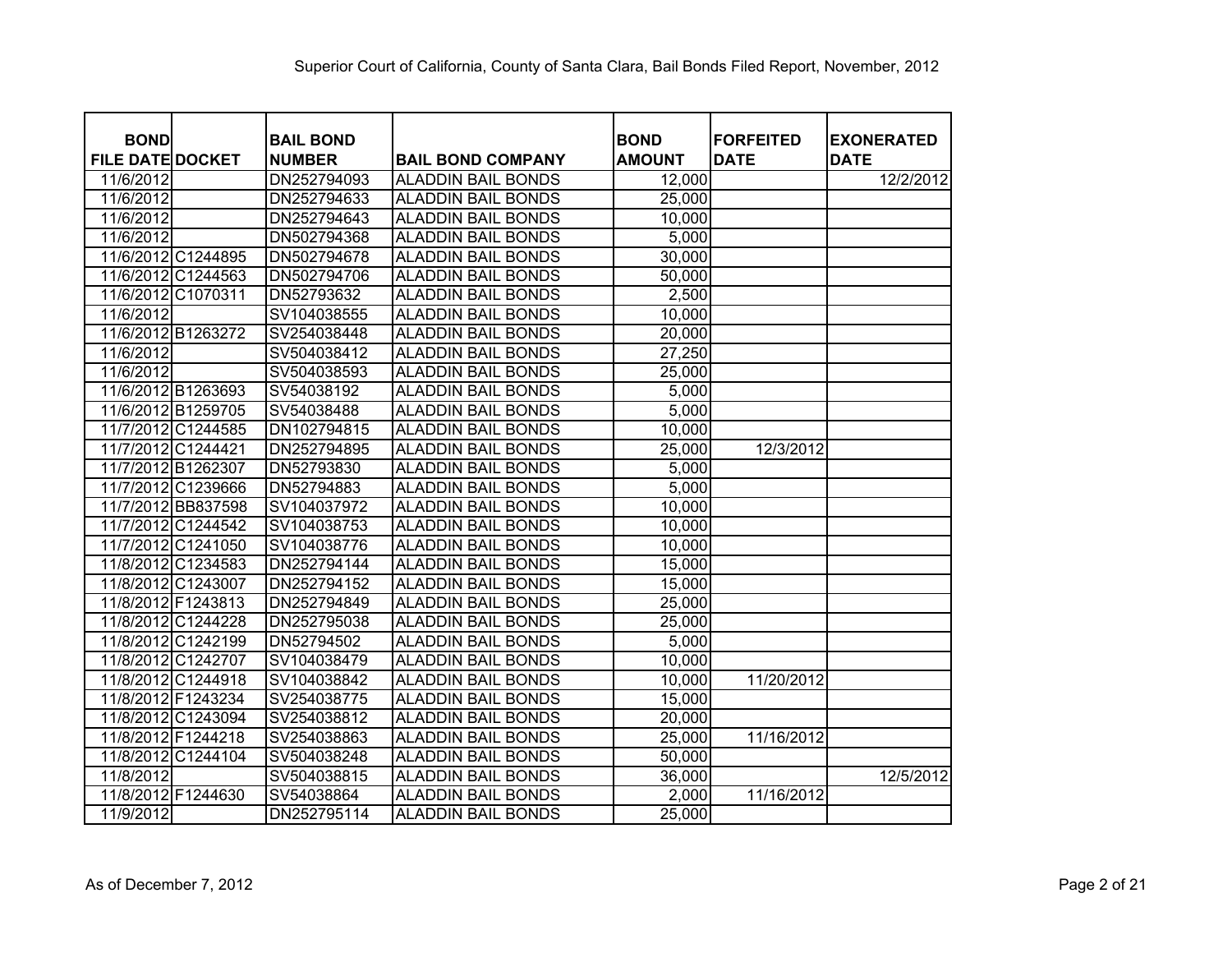Superior Court of California, County of Santa Clara, Bail Bonds Filed Report, November, 2012

| BOND FILE DATE | DOCKET | BAIL BOND NUMBER | BAIL BOND COMPANY | BOND AMOUNT | FORFEITED DATE | EXONERATED DATE |
|---|---|---|---|---|---|---|
| 11/6/2012 | | DN252794093 | ALADDIN BAIL BONDS | 12,000 | | 12/2/2012 |
| 11/6/2012 | | DN252794633 | ALADDIN BAIL BONDS | 25,000 | | |
| 11/6/2012 | | DN252794643 | ALADDIN BAIL BONDS | 10,000 | | |
| 11/6/2012 | | DN502794368 | ALADDIN BAIL BONDS | 5,000 | | |
| 11/6/2012 | C1244895 | DN502794678 | ALADDIN BAIL BONDS | 30,000 | | |
| 11/6/2012 | C1244563 | DN502794706 | ALADDIN BAIL BONDS | 50,000 | | |
| 11/6/2012 | C1070311 | DN52793632 | ALADDIN BAIL BONDS | 2,500 | | |
| 11/6/2012 | | SV104038555 | ALADDIN BAIL BONDS | 10,000 | | |
| 11/6/2012 | B1263272 | SV254038448 | ALADDIN BAIL BONDS | 20,000 | | |
| 11/6/2012 | | SV504038412 | ALADDIN BAIL BONDS | 27,250 | | |
| 11/6/2012 | | SV504038593 | ALADDIN BAIL BONDS | 25,000 | | |
| 11/6/2012 | B1263693 | SV54038192 | ALADDIN BAIL BONDS | 5,000 | | |
| 11/6/2012 | B1259705 | SV54038488 | ALADDIN BAIL BONDS | 5,000 | | |
| 11/7/2012 | C1244585 | DN102794815 | ALADDIN BAIL BONDS | 10,000 | | |
| 11/7/2012 | C1244421 | DN252794895 | ALADDIN BAIL BONDS | 25,000 | 12/3/2012 | |
| 11/7/2012 | B1262307 | DN52793830 | ALADDIN BAIL BONDS | 5,000 | | |
| 11/7/2012 | C1239666 | DN52794883 | ALADDIN BAIL BONDS | 5,000 | | |
| 11/7/2012 | BB837598 | SV104037972 | ALADDIN BAIL BONDS | 10,000 | | |
| 11/7/2012 | C1244542 | SV104038753 | ALADDIN BAIL BONDS | 10,000 | | |
| 11/7/2012 | C1241050 | SV104038776 | ALADDIN BAIL BONDS | 10,000 | | |
| 11/8/2012 | C1234583 | DN252794144 | ALADDIN BAIL BONDS | 15,000 | | |
| 11/8/2012 | C1243007 | DN252794152 | ALADDIN BAIL BONDS | 15,000 | | |
| 11/8/2012 | F1243813 | DN252794849 | ALADDIN BAIL BONDS | 25,000 | | |
| 11/8/2012 | C1244228 | DN252795038 | ALADDIN BAIL BONDS | 25,000 | | |
| 11/8/2012 | C1242199 | DN52794502 | ALADDIN BAIL BONDS | 5,000 | | |
| 11/8/2012 | C1242707 | SV104038479 | ALADDIN BAIL BONDS | 10,000 | | |
| 11/8/2012 | C1244918 | SV104038842 | ALADDIN BAIL BONDS | 10,000 | 11/20/2012 | |
| 11/8/2012 | F1243234 | SV254038775 | ALADDIN BAIL BONDS | 15,000 | | |
| 11/8/2012 | C1243094 | SV254038812 | ALADDIN BAIL BONDS | 20,000 | | |
| 11/8/2012 | F1244218 | SV254038863 | ALADDIN BAIL BONDS | 25,000 | 11/16/2012 | |
| 11/8/2012 | C1244104 | SV504038248 | ALADDIN BAIL BONDS | 50,000 | | |
| 11/8/2012 | | SV504038815 | ALADDIN BAIL BONDS | 36,000 | | 12/5/2012 |
| 11/8/2012 | F1244630 | SV54038864 | ALADDIN BAIL BONDS | 2,000 | 11/16/2012 | |
| 11/9/2012 | | DN252795114 | ALADDIN BAIL BONDS | 25,000 | | |

As of December 7, 2012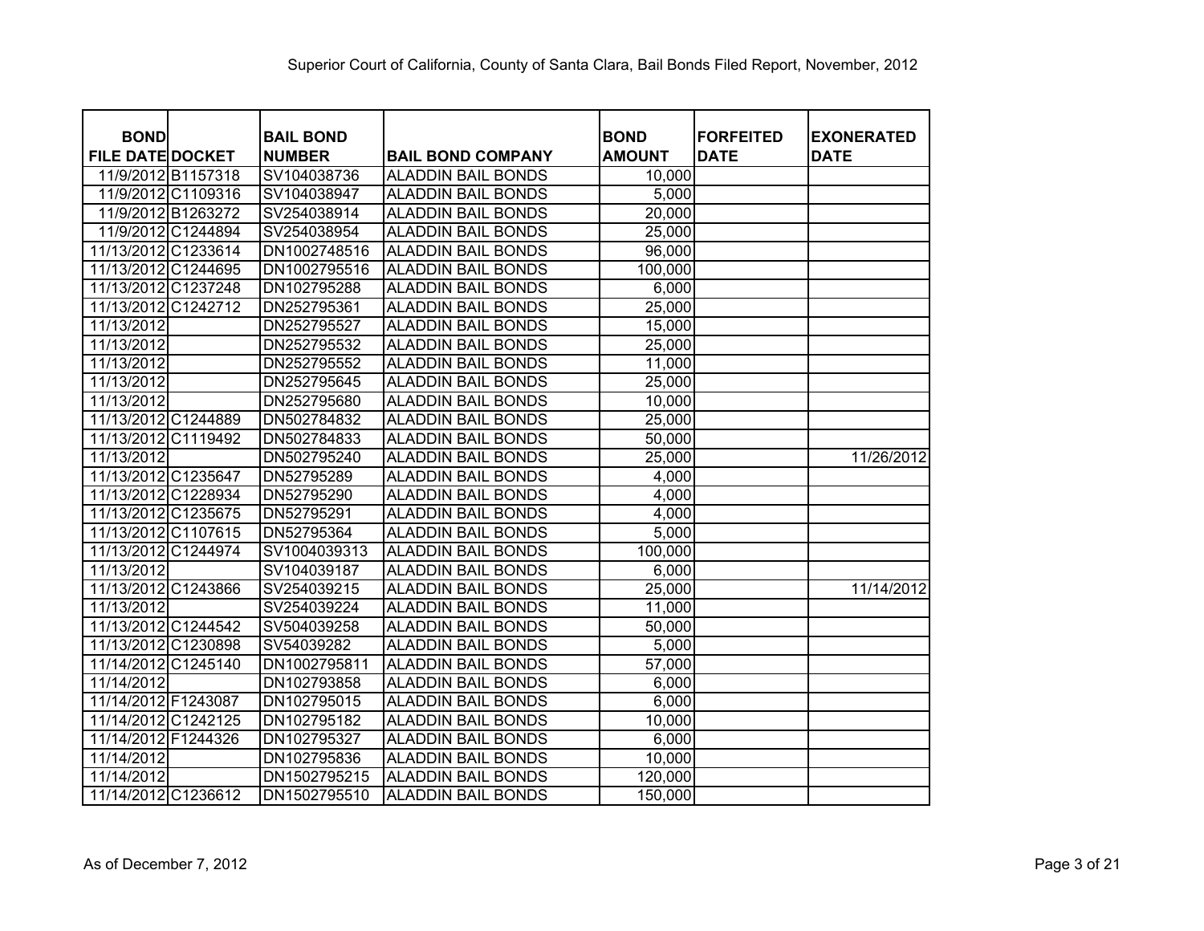Superior Court of California, County of Santa Clara, Bail Bonds Filed Report, November, 2012

| BOND FILE DATE | DOCKET | BAIL BOND NUMBER | BAIL BOND COMPANY | BOND AMOUNT | FORFEITED DATE | EXONERATED DATE |
|---|---|---|---|---|---|---|
| 11/9/2012 | B1157318 | SV104038736 | ALADDIN BAIL BONDS | 10,000 | | |
| 11/9/2012 | C1109316 | SV104038947 | ALADDIN BAIL BONDS | 5,000 | | |
| 11/9/2012 | B1263272 | SV254038914 | ALADDIN BAIL BONDS | 20,000 | | |
| 11/9/2012 | C1244894 | SV254038954 | ALADDIN BAIL BONDS | 25,000 | | |
| 11/13/2012 | C1233614 | DN1002748516 | ALADDIN BAIL BONDS | 96,000 | | |
| 11/13/2012 | C1244695 | DN1002795516 | ALADDIN BAIL BONDS | 100,000 | | |
| 11/13/2012 | C1237248 | DN102795288 | ALADDIN BAIL BONDS | 6,000 | | |
| 11/13/2012 | C1242712 | DN252795361 | ALADDIN BAIL BONDS | 25,000 | | |
| 11/13/2012 | | DN252795527 | ALADDIN BAIL BONDS | 15,000 | | |
| 11/13/2012 | | DN252795532 | ALADDIN BAIL BONDS | 25,000 | | |
| 11/13/2012 | | DN252795552 | ALADDIN BAIL BONDS | 11,000 | | |
| 11/13/2012 | | DN252795645 | ALADDIN BAIL BONDS | 25,000 | | |
| 11/13/2012 | | DN252795680 | ALADDIN BAIL BONDS | 10,000 | | |
| 11/13/2012 | C1244889 | DN502784832 | ALADDIN BAIL BONDS | 25,000 | | |
| 11/13/2012 | C1119492 | DN502784833 | ALADDIN BAIL BONDS | 50,000 | | |
| 11/13/2012 | | DN502795240 | ALADDIN BAIL BONDS | 25,000 | | 11/26/2012 |
| 11/13/2012 | C1235647 | DN52795289 | ALADDIN BAIL BONDS | 4,000 | | |
| 11/13/2012 | C1228934 | DN52795290 | ALADDIN BAIL BONDS | 4,000 | | |
| 11/13/2012 | C1235675 | DN52795291 | ALADDIN BAIL BONDS | 4,000 | | |
| 11/13/2012 | C1107615 | DN52795364 | ALADDIN BAIL BONDS | 5,000 | | |
| 11/13/2012 | C1244974 | SV1004039313 | ALADDIN BAIL BONDS | 100,000 | | |
| 11/13/2012 | | SV104039187 | ALADDIN BAIL BONDS | 6,000 | | |
| 11/13/2012 | C1243866 | SV254039215 | ALADDIN BAIL BONDS | 25,000 | | 11/14/2012 |
| 11/13/2012 | | SV254039224 | ALADDIN BAIL BONDS | 11,000 | | |
| 11/13/2012 | C1244542 | SV504039258 | ALADDIN BAIL BONDS | 50,000 | | |
| 11/13/2012 | C1230898 | SV54039282 | ALADDIN BAIL BONDS | 5,000 | | |
| 11/14/2012 | C1245140 | DN1002795811 | ALADDIN BAIL BONDS | 57,000 | | |
| 11/14/2012 | | DN102793858 | ALADDIN BAIL BONDS | 6,000 | | |
| 11/14/2012 | F1243087 | DN102795015 | ALADDIN BAIL BONDS | 6,000 | | |
| 11/14/2012 | C1242125 | DN102795182 | ALADDIN BAIL BONDS | 10,000 | | |
| 11/14/2012 | F1244326 | DN102795327 | ALADDIN BAIL BONDS | 6,000 | | |
| 11/14/2012 | | DN102795836 | ALADDIN BAIL BONDS | 10,000 | | |
| 11/14/2012 | | DN1502795215 | ALADDIN BAIL BONDS | 120,000 | | |
| 11/14/2012 | C1236612 | DN1502795510 | ALADDIN BAIL BONDS | 150,000 | | |

As of December 7, 2012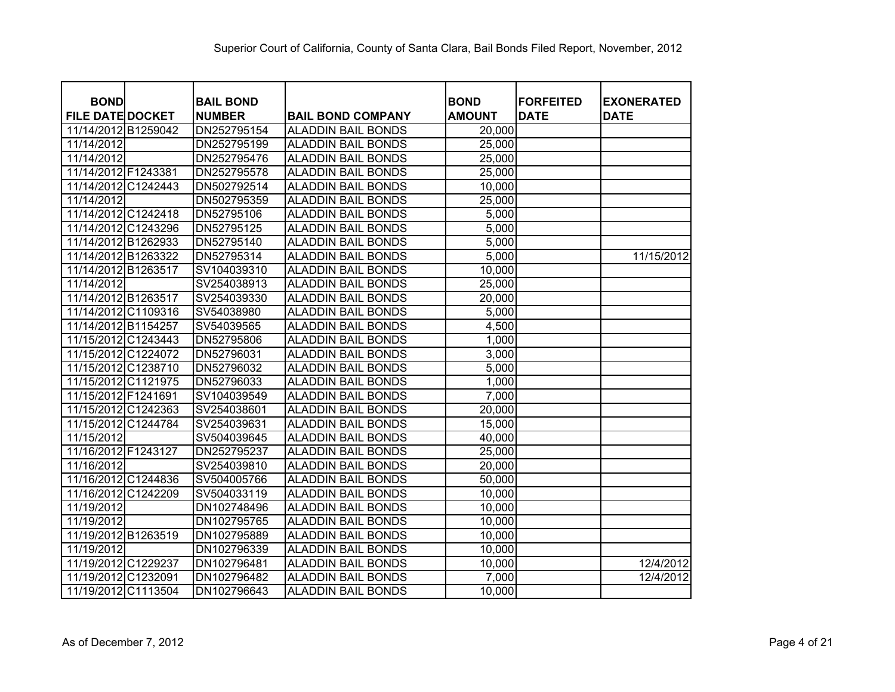# Superior Court of California, County of Santa Clara, Bail Bonds Filed Report, November, 2012

| BOND FILE DATE | DOCKET | BAIL BOND NUMBER | BAIL BOND COMPANY | BOND AMOUNT | FORFEITED DATE | EXONERATED DATE |
|---|---|---|---|---|---|---|
| 11/14/2012 | B1259042 | DN252795154 | ALADDIN BAIL BONDS | 20,000 | | |
| 11/14/2012 | | DN252795199 | ALADDIN BAIL BONDS | 25,000 | | |
| 11/14/2012 | | DN252795476 | ALADDIN BAIL BONDS | 25,000 | | |
| 11/14/2012 | F1243381 | DN252795578 | ALADDIN BAIL BONDS | 25,000 | | |
| 11/14/2012 | C1242443 | DN502792514 | ALADDIN BAIL BONDS | 10,000 | | |
| 11/14/2012 | | DN502795359 | ALADDIN BAIL BONDS | 25,000 | | |
| 11/14/2012 | C1242418 | DN52795106 | ALADDIN BAIL BONDS | 5,000 | | |
| 11/14/2012 | C1243296 | DN52795125 | ALADDIN BAIL BONDS | 5,000 | | |
| 11/14/2012 | B1262933 | DN52795140 | ALADDIN BAIL BONDS | 5,000 | | |
| 11/14/2012 | B1263322 | DN52795314 | ALADDIN BAIL BONDS | 5,000 | | 11/15/2012 |
| 11/14/2012 | B1263517 | SV104039310 | ALADDIN BAIL BONDS | 10,000 | | |
| 11/14/2012 | | SV254038913 | ALADDIN BAIL BONDS | 25,000 | | |
| 11/14/2012 | B1263517 | SV254039330 | ALADDIN BAIL BONDS | 20,000 | | |
| 11/14/2012 | C1109316 | SV54038980 | ALADDIN BAIL BONDS | 5,000 | | |
| 11/14/2012 | B1154257 | SV54039565 | ALADDIN BAIL BONDS | 4,500 | | |
| 11/15/2012 | C1243443 | DN52795806 | ALADDIN BAIL BONDS | 1,000 | | |
| 11/15/2012 | C1224072 | DN52796031 | ALADDIN BAIL BONDS | 3,000 | | |
| 11/15/2012 | C1238710 | DN52796032 | ALADDIN BAIL BONDS | 5,000 | | |
| 11/15/2012 | C1121975 | DN52796033 | ALADDIN BAIL BONDS | 1,000 | | |
| 11/15/2012 | F1241691 | SV104039549 | ALADDIN BAIL BONDS | 7,000 | | |
| 11/15/2012 | C1242363 | SV254038601 | ALADDIN BAIL BONDS | 20,000 | | |
| 11/15/2012 | C1244784 | SV254039631 | ALADDIN BAIL BONDS | 15,000 | | |
| 11/15/2012 | | SV504039645 | ALADDIN BAIL BONDS | 40,000 | | |
| 11/16/2012 | F1243127 | DN252795237 | ALADDIN BAIL BONDS | 25,000 | | |
| 11/16/2012 | | SV254039810 | ALADDIN BAIL BONDS | 20,000 | | |
| 11/16/2012 | C1244836 | SV504005766 | ALADDIN BAIL BONDS | 50,000 | | |
| 11/16/2012 | C1242209 | SV504033119 | ALADDIN BAIL BONDS | 10,000 | | |
| 11/19/2012 | | DN102748496 | ALADDIN BAIL BONDS | 10,000 | | |
| 11/19/2012 | | DN102795765 | ALADDIN BAIL BONDS | 10,000 | | |
| 11/19/2012 | B1263519 | DN102795889 | ALADDIN BAIL BONDS | 10,000 | | |
| 11/19/2012 | | DN102796339 | ALADDIN BAIL BONDS | 10,000 | | |
| 11/19/2012 | C1229237 | DN102796481 | ALADDIN BAIL BONDS | 10,000 | | 12/4/2012 |
| 11/19/2012 | C1232091 | DN102796482 | ALADDIN BAIL BONDS | 7,000 | | 12/4/2012 |
| 11/19/2012 | C1113504 | DN102796643 | ALADDIN BAIL BONDS | 10,000 | | |

As of December 7, 2012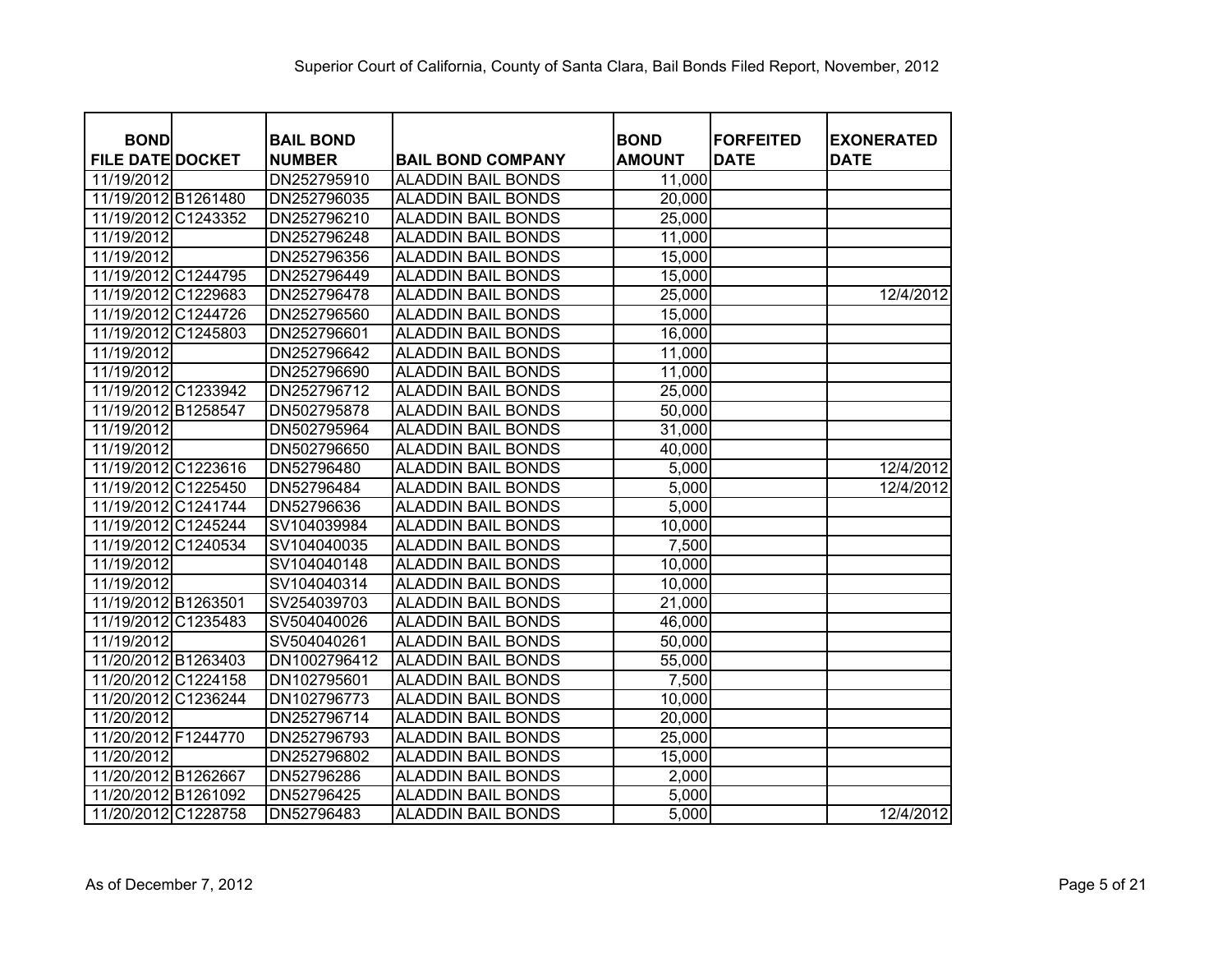Superior Court of California, County of Santa Clara, Bail Bonds Filed Report, November, 2012

| BOND FILE DATE | DOCKET | BAIL BOND NUMBER | BAIL BOND COMPANY | BOND AMOUNT | FORFEITED DATE | EXONERATED DATE |
|---|---|---|---|---|---|---|
| 11/19/2012 | | DN252795910 | ALADDIN BAIL BONDS | 11,000 | | |
| 11/19/2012 | B1261480 | DN252796035 | ALADDIN BAIL BONDS | 20,000 | | |
| 11/19/2012 | C1243352 | DN252796210 | ALADDIN BAIL BONDS | 25,000 | | |
| 11/19/2012 | | DN252796248 | ALADDIN BAIL BONDS | 11,000 | | |
| 11/19/2012 | | DN252796356 | ALADDIN BAIL BONDS | 15,000 | | |
| 11/19/2012 | C1244795 | DN252796449 | ALADDIN BAIL BONDS | 15,000 | | |
| 11/19/2012 | C1229683 | DN252796478 | ALADDIN BAIL BONDS | 25,000 | | 12/4/2012 |
| 11/19/2012 | C1244726 | DN252796560 | ALADDIN BAIL BONDS | 15,000 | | |
| 11/19/2012 | C1245803 | DN252796601 | ALADDIN BAIL BONDS | 16,000 | | |
| 11/19/2012 | | DN252796642 | ALADDIN BAIL BONDS | 11,000 | | |
| 11/19/2012 | | DN252796690 | ALADDIN BAIL BONDS | 11,000 | | |
| 11/19/2012 | C1233942 | DN252796712 | ALADDIN BAIL BONDS | 25,000 | | |
| 11/19/2012 | B1258547 | DN502795878 | ALADDIN BAIL BONDS | 50,000 | | |
| 11/19/2012 | | DN502795964 | ALADDIN BAIL BONDS | 31,000 | | |
| 11/19/2012 | | DN502796650 | ALADDIN BAIL BONDS | 40,000 | | |
| 11/19/2012 | C1223616 | DN52796480 | ALADDIN BAIL BONDS | 5,000 | | 12/4/2012 |
| 11/19/2012 | C1225450 | DN52796484 | ALADDIN BAIL BONDS | 5,000 | | 12/4/2012 |
| 11/19/2012 | C1241744 | DN52796636 | ALADDIN BAIL BONDS | 5,000 | | |
| 11/19/2012 | C1245244 | SV104039984 | ALADDIN BAIL BONDS | 10,000 | | |
| 11/19/2012 | C1240534 | SV104040035 | ALADDIN BAIL BONDS | 7,500 | | |
| 11/19/2012 | | SV104040148 | ALADDIN BAIL BONDS | 10,000 | | |
| 11/19/2012 | | SV104040314 | ALADDIN BAIL BONDS | 10,000 | | |
| 11/19/2012 | B1263501 | SV254039703 | ALADDIN BAIL BONDS | 21,000 | | |
| 11/19/2012 | C1235483 | SV504040026 | ALADDIN BAIL BONDS | 46,000 | | |
| 11/19/2012 | | SV504040261 | ALADDIN BAIL BONDS | 50,000 | | |
| 11/20/2012 | B1263403 | DN1002796412 | ALADDIN BAIL BONDS | 55,000 | | |
| 11/20/2012 | C1224158 | DN102795601 | ALADDIN BAIL BONDS | 7,500 | | |
| 11/20/2012 | C1236244 | DN102796773 | ALADDIN BAIL BONDS | 10,000 | | |
| 11/20/2012 | | DN252796714 | ALADDIN BAIL BONDS | 20,000 | | |
| 11/20/2012 | F1244770 | DN252796793 | ALADDIN BAIL BONDS | 25,000 | | |
| 11/20/2012 | | DN252796802 | ALADDIN BAIL BONDS | 15,000 | | |
| 11/20/2012 | B1262667 | DN52796286 | ALADDIN BAIL BONDS | 2,000 | | |
| 11/20/2012 | B1261092 | DN52796425 | ALADDIN BAIL BONDS | 5,000 | | |
| 11/20/2012 | C1228758 | DN52796483 | ALADDIN BAIL BONDS | 5,000 | | 12/4/2012 |

As of December 7, 2012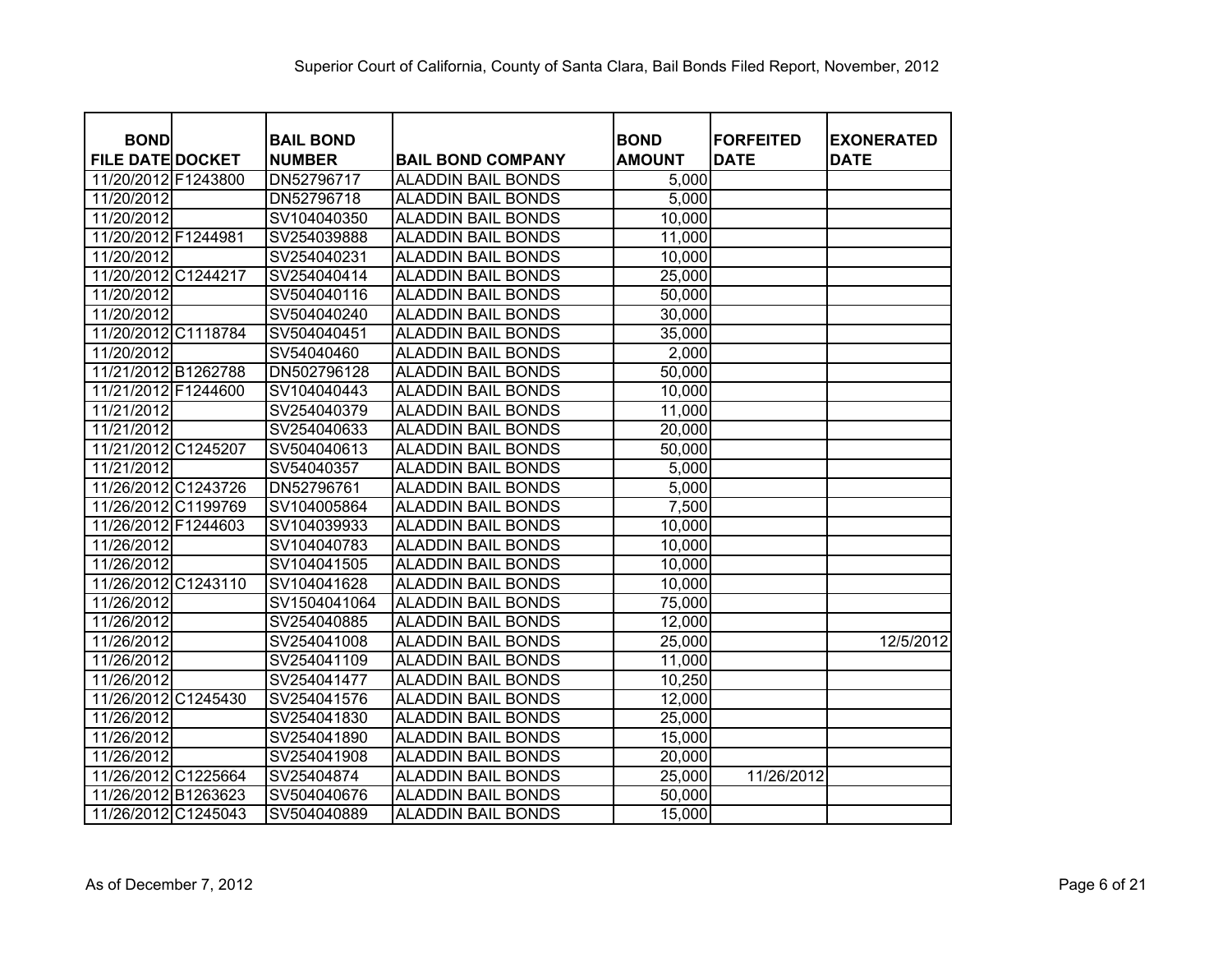Superior Court of California, County of Santa Clara, Bail Bonds Filed Report, November, 2012

| BOND FILE DATE | DOCKET | BAIL BOND NUMBER | BAIL BOND COMPANY | BOND AMOUNT | FORFEITED DATE | EXONERATED DATE |
|---|---|---|---|---|---|---|
| 11/20/2012 | F1243800 | DN52796717 | ALADDIN BAIL BONDS | 5,000 | | |
| 11/20/2012 | | DN52796718 | ALADDIN BAIL BONDS | 5,000 | | |
| 11/20/2012 | | SV104040350 | ALADDIN BAIL BONDS | 10,000 | | |
| 11/20/2012 | F1244981 | SV254039888 | ALADDIN BAIL BONDS | 11,000 | | |
| 11/20/2012 | | SV254040231 | ALADDIN BAIL BONDS | 10,000 | | |
| 11/20/2012 | C1244217 | SV254040414 | ALADDIN BAIL BONDS | 25,000 | | |
| 11/20/2012 | | SV504040116 | ALADDIN BAIL BONDS | 50,000 | | |
| 11/20/2012 | | SV504040240 | ALADDIN BAIL BONDS | 30,000 | | |
| 11/20/2012 | C1118784 | SV504040451 | ALADDIN BAIL BONDS | 35,000 | | |
| 11/20/2012 | | SV54040460 | ALADDIN BAIL BONDS | 2,000 | | |
| 11/21/2012 | B1262788 | DN502796128 | ALADDIN BAIL BONDS | 50,000 | | |
| 11/21/2012 | F1244600 | SV104040443 | ALADDIN BAIL BONDS | 10,000 | | |
| 11/21/2012 | | SV254040379 | ALADDIN BAIL BONDS | 11,000 | | |
| 11/21/2012 | | SV254040633 | ALADDIN BAIL BONDS | 20,000 | | |
| 11/21/2012 | C1245207 | SV504040613 | ALADDIN BAIL BONDS | 50,000 | | |
| 11/21/2012 | | SV54040357 | ALADDIN BAIL BONDS | 5,000 | | |
| 11/26/2012 | C1243726 | DN52796761 | ALADDIN BAIL BONDS | 5,000 | | |
| 11/26/2012 | C1199769 | SV104005864 | ALADDIN BAIL BONDS | 7,500 | | |
| 11/26/2012 | F1244603 | SV104039933 | ALADDIN BAIL BONDS | 10,000 | | |
| 11/26/2012 | | SV104040783 | ALADDIN BAIL BONDS | 10,000 | | |
| 11/26/2012 | | SV104041505 | ALADDIN BAIL BONDS | 10,000 | | |
| 11/26/2012 | C1243110 | SV104041628 | ALADDIN BAIL BONDS | 10,000 | | |
| 11/26/2012 | | SV1504041064 | ALADDIN BAIL BONDS | 75,000 | | |
| 11/26/2012 | | SV254040885 | ALADDIN BAIL BONDS | 12,000 | | |
| 11/26/2012 | | SV254041008 | ALADDIN BAIL BONDS | 25,000 | | 12/5/2012 |
| 11/26/2012 | | SV254041109 | ALADDIN BAIL BONDS | 11,000 | | |
| 11/26/2012 | | SV254041477 | ALADDIN BAIL BONDS | 10,250 | | |
| 11/26/2012 | C1245430 | SV254041576 | ALADDIN BAIL BONDS | 12,000 | | |
| 11/26/2012 | | SV254041830 | ALADDIN BAIL BONDS | 25,000 | | |
| 11/26/2012 | | SV254041890 | ALADDIN BAIL BONDS | 15,000 | | |
| 11/26/2012 | | SV254041908 | ALADDIN BAIL BONDS | 20,000 | | |
| 11/26/2012 | C1225664 | SV25404874 | ALADDIN BAIL BONDS | 25,000 | 11/26/2012 | |
| 11/26/2012 | B1263623 | SV504040676 | ALADDIN BAIL BONDS | 50,000 | | |
| 11/26/2012 | C1245043 | SV504040889 | ALADDIN BAIL BONDS | 15,000 | | |

As of December 7, 2012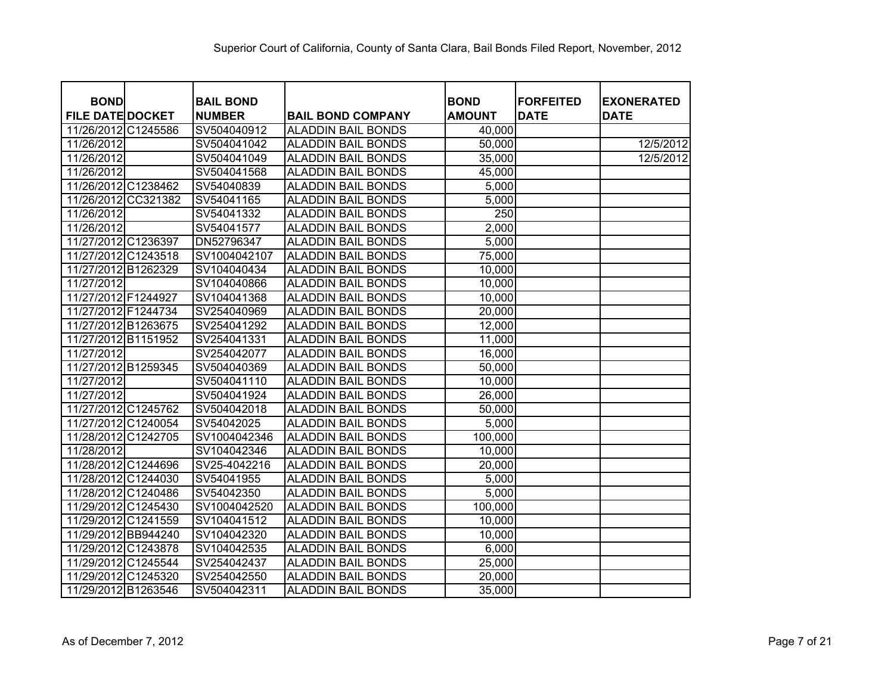Superior Court of California, County of Santa Clara, Bail Bonds Filed Report, November, 2012

| BOND FILE DATE | DOCKET | BAIL BOND NUMBER | BAIL BOND COMPANY | BOND AMOUNT | FORFEITED DATE | EXONERATED DATE |
|---|---|---|---|---|---|---|
| 11/26/2012 | C1245586 | SV504040912 | ALADDIN BAIL BONDS | 40,000 | | |
| 11/26/2012 | | SV504041042 | ALADDIN BAIL BONDS | 50,000 | | 12/5/2012 |
| 11/26/2012 | | SV504041049 | ALADDIN BAIL BONDS | 35,000 | | 12/5/2012 |
| 11/26/2012 | | SV504041568 | ALADDIN BAIL BONDS | 45,000 | | |
| 11/26/2012 | C1238462 | SV54040839 | ALADDIN BAIL BONDS | 5,000 | | |
| 11/26/2012 | CC321382 | SV54041165 | ALADDIN BAIL BONDS | 5,000 | | |
| 11/26/2012 | | SV54041332 | ALADDIN BAIL BONDS | 250 | | |
| 11/26/2012 | | SV54041577 | ALADDIN BAIL BONDS | 2,000 | | |
| 11/27/2012 | C1236397 | DN52796347 | ALADDIN BAIL BONDS | 5,000 | | |
| 11/27/2012 | C1243518 | SV1004042107 | ALADDIN BAIL BONDS | 75,000 | | |
| 11/27/2012 | B1262329 | SV104040434 | ALADDIN BAIL BONDS | 10,000 | | |
| 11/27/2012 | | SV104040866 | ALADDIN BAIL BONDS | 10,000 | | |
| 11/27/2012 | F1244927 | SV104041368 | ALADDIN BAIL BONDS | 10,000 | | |
| 11/27/2012 | F1244734 | SV254040969 | ALADDIN BAIL BONDS | 20,000 | | |
| 11/27/2012 | B1263675 | SV254041292 | ALADDIN BAIL BONDS | 12,000 | | |
| 11/27/2012 | B1151952 | SV254041331 | ALADDIN BAIL BONDS | 11,000 | | |
| 11/27/2012 | | SV254042077 | ALADDIN BAIL BONDS | 16,000 | | |
| 11/27/2012 | B1259345 | SV504040369 | ALADDIN BAIL BONDS | 50,000 | | |
| 11/27/2012 | | SV504041110 | ALADDIN BAIL BONDS | 10,000 | | |
| 11/27/2012 | | SV504041924 | ALADDIN BAIL BONDS | 26,000 | | |
| 11/27/2012 | C1245762 | SV504042018 | ALADDIN BAIL BONDS | 50,000 | | |
| 11/27/2012 | C1240054 | SV54042025 | ALADDIN BAIL BONDS | 5,000 | | |
| 11/28/2012 | C1242705 | SV1004042346 | ALADDIN BAIL BONDS | 100,000 | | |
| 11/28/2012 | | SV104042346 | ALADDIN BAIL BONDS | 10,000 | | |
| 11/28/2012 | C1244696 | SV25-4042216 | ALADDIN BAIL BONDS | 20,000 | | |
| 11/28/2012 | C1244030 | SV54041955 | ALADDIN BAIL BONDS | 5,000 | | |
| 11/28/2012 | C1240486 | SV54042350 | ALADDIN BAIL BONDS | 5,000 | | |
| 11/29/2012 | C1245430 | SV1004042520 | ALADDIN BAIL BONDS | 100,000 | | |
| 11/29/2012 | C1241559 | SV104041512 | ALADDIN BAIL BONDS | 10,000 | | |
| 11/29/2012 | BB944240 | SV104042320 | ALADDIN BAIL BONDS | 10,000 | | |
| 11/29/2012 | C1243878 | SV104042535 | ALADDIN BAIL BONDS | 6,000 | | |
| 11/29/2012 | C1245544 | SV254042437 | ALADDIN BAIL BONDS | 25,000 | | |
| 11/29/2012 | C1245320 | SV254042550 | ALADDIN BAIL BONDS | 20,000 | | |
| 11/29/2012 | B1263546 | SV504042311 | ALADDIN BAIL BONDS | 35,000 | | |

As of December 7, 2012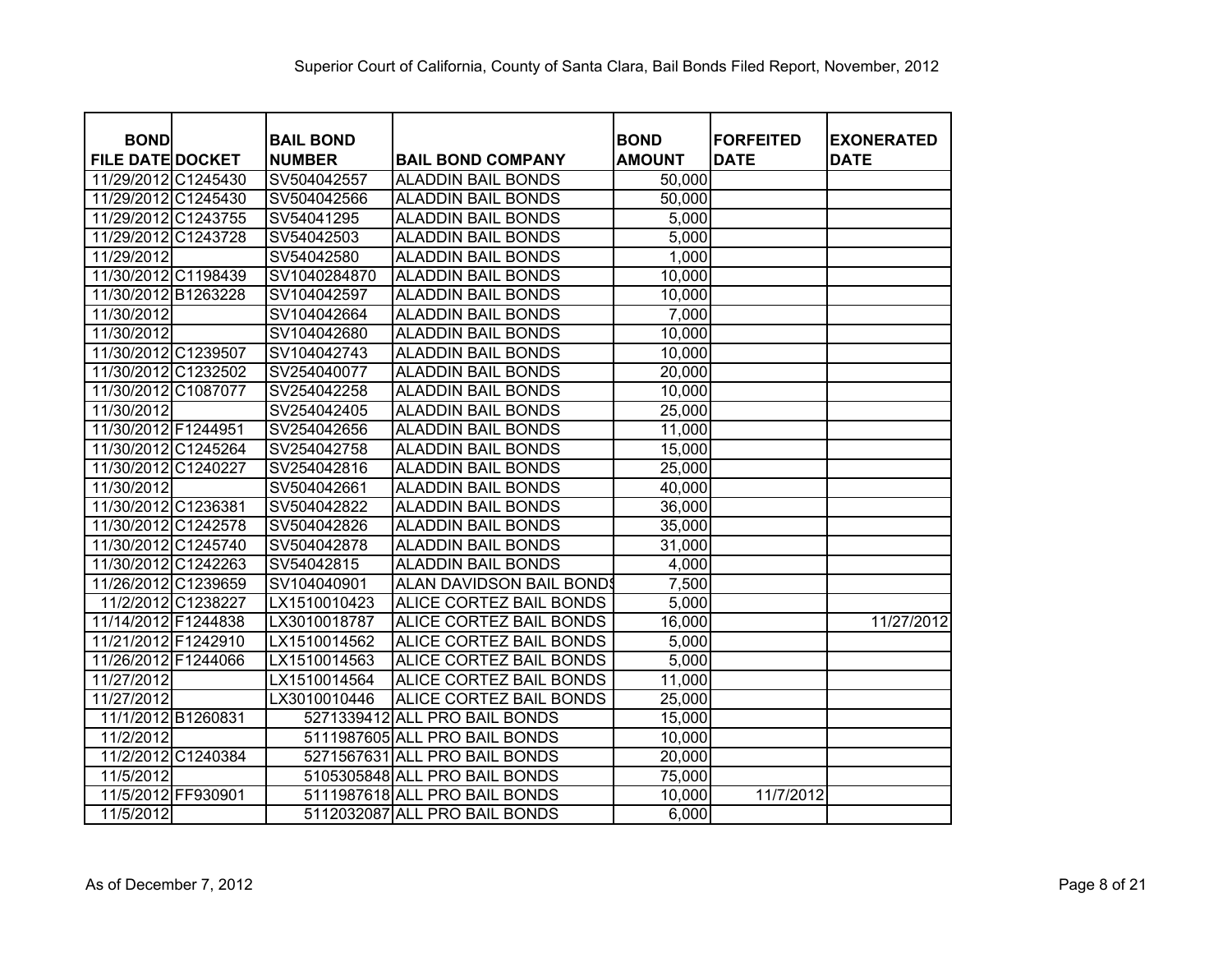Superior Court of California, County of Santa Clara, Bail Bonds Filed Report, November, 2012

| BOND FILE DATE | DOCKET | BAIL BOND NUMBER | BAIL BOND COMPANY | BOND AMOUNT | FORFEITED DATE | EXONERATED DATE |
|---|---|---|---|---|---|---|
| 11/29/2012 | C1245430 | SV504042557 | ALADDIN BAIL BONDS | 50,000 | | |
| 11/29/2012 | C1245430 | SV504042566 | ALADDIN BAIL BONDS | 50,000 | | |
| 11/29/2012 | C1243755 | SV54041295 | ALADDIN BAIL BONDS | 5,000 | | |
| 11/29/2012 | C1243728 | SV54042503 | ALADDIN BAIL BONDS | 5,000 | | |
| 11/29/2012 | | SV54042580 | ALADDIN BAIL BONDS | 1,000 | | |
| 11/30/2012 | C1198439 | SV1040284870 | ALADDIN BAIL BONDS | 10,000 | | |
| 11/30/2012 | B1263228 | SV104042597 | ALADDIN BAIL BONDS | 10,000 | | |
| 11/30/2012 | | SV104042664 | ALADDIN BAIL BONDS | 7,000 | | |
| 11/30/2012 | | SV104042680 | ALADDIN BAIL BONDS | 10,000 | | |
| 11/30/2012 | C1239507 | SV104042743 | ALADDIN BAIL BONDS | 10,000 | | |
| 11/30/2012 | C1232502 | SV254040077 | ALADDIN BAIL BONDS | 20,000 | | |
| 11/30/2012 | C1087077 | SV254042258 | ALADDIN BAIL BONDS | 10,000 | | |
| 11/30/2012 | | SV254042405 | ALADDIN BAIL BONDS | 25,000 | | |
| 11/30/2012 | F1244951 | SV254042656 | ALADDIN BAIL BONDS | 11,000 | | |
| 11/30/2012 | C1245264 | SV254042758 | ALADDIN BAIL BONDS | 15,000 | | |
| 11/30/2012 | C1240227 | SV254042816 | ALADDIN BAIL BONDS | 25,000 | | |
| 11/30/2012 | | SV504042661 | ALADDIN BAIL BONDS | 40,000 | | |
| 11/30/2012 | C1236381 | SV504042822 | ALADDIN BAIL BONDS | 36,000 | | |
| 11/30/2012 | C1242578 | SV504042826 | ALADDIN BAIL BONDS | 35,000 | | |
| 11/30/2012 | C1245740 | SV504042878 | ALADDIN BAIL BONDS | 31,000 | | |
| 11/30/2012 | C1242263 | SV54042815 | ALADDIN BAIL BONDS | 4,000 | | |
| 11/26/2012 | C1239659 | SV104040901 | ALAN DAVIDSON BAIL BONDS | 7,500 | | |
| 11/2/2012 | C1238227 | LX1510010423 | ALICE CORTEZ BAIL BONDS | 5,000 | | |
| 11/14/2012 | F1244838 | LX3010018787 | ALICE CORTEZ BAIL BONDS | 16,000 | | 11/27/2012 |
| 11/21/2012 | F1242910 | LX1510014562 | ALICE CORTEZ BAIL BONDS | 5,000 | | |
| 11/26/2012 | F1244066 | LX1510014563 | ALICE CORTEZ BAIL BONDS | 5,000 | | |
| 11/27/2012 | | LX1510014564 | ALICE CORTEZ BAIL BONDS | 11,000 | | |
| 11/27/2012 | | LX3010010446 | ALICE CORTEZ BAIL BONDS | 25,000 | | |
| 11/1/2012 | B1260831 | 5271339412 | ALL PRO BAIL BONDS | 15,000 | | |
| 11/2/2012 | | 5111987605 | ALL PRO BAIL BONDS | 10,000 | | |
| 11/2/2012 | C1240384 | 5271567631 | ALL PRO BAIL BONDS | 20,000 | | |
| 11/5/2012 | | 5105305848 | ALL PRO BAIL BONDS | 75,000 | | |
| 11/5/2012 | FF930901 | 5111987618 | ALL PRO BAIL BONDS | 10,000 | 11/7/2012 | |
| 11/5/2012 | | 5112032087 | ALL PRO BAIL BONDS | 6,000 | | |

As of December 7, 2012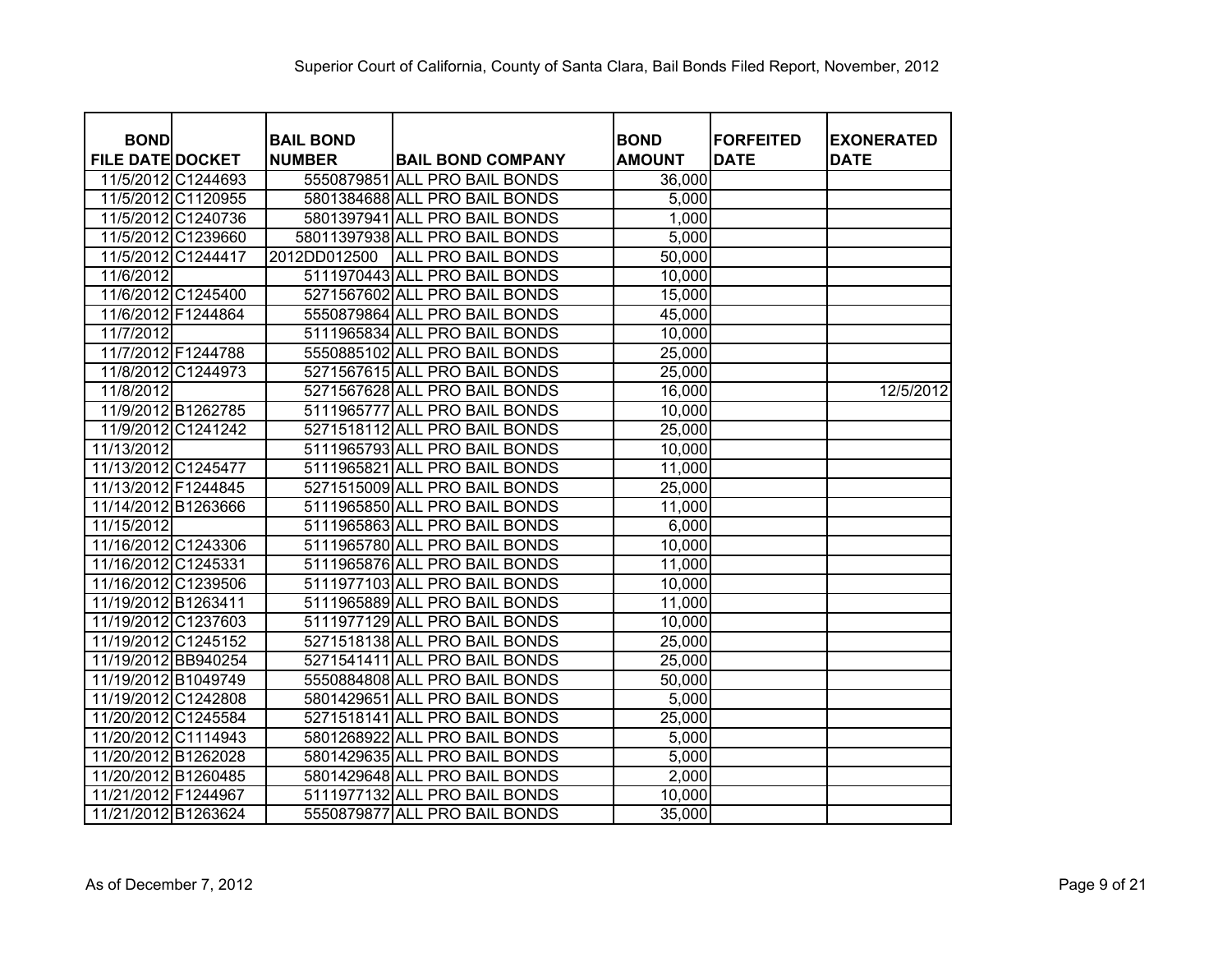Superior Court of California, County of Santa Clara, Bail Bonds Filed Report, November, 2012

| BOND FILE DATE | DOCKET | BAIL BOND NUMBER | BAIL BOND COMPANY | BOND AMOUNT | FORFEITED DATE | EXONERATED DATE |
|---|---|---|---|---|---|---|
| 11/5/2012 | C1244693 | 5550879851 | ALL PRO BAIL BONDS | 36,000 | | |
| 11/5/2012 | C1120955 | 5801384688 | ALL PRO BAIL BONDS | 5,000 | | |
| 11/5/2012 | C1240736 | 5801397941 | ALL PRO BAIL BONDS | 1,000 | | |
| 11/5/2012 | C1239660 | 58011397938 | ALL PRO BAIL BONDS | 5,000 | | |
| 11/5/2012 | C1244417 | 2012DD012500 | ALL PRO BAIL BONDS | 50,000 | | |
| 11/6/2012 | | 5111970443 | ALL PRO BAIL BONDS | 10,000 | | |
| 11/6/2012 | C1245400 | 5271567602 | ALL PRO BAIL BONDS | 15,000 | | |
| 11/6/2012 | F1244864 | 5550879864 | ALL PRO BAIL BONDS | 45,000 | | |
| 11/7/2012 | | 5111965834 | ALL PRO BAIL BONDS | 10,000 | | |
| 11/7/2012 | F1244788 | 5550885102 | ALL PRO BAIL BONDS | 25,000 | | |
| 11/8/2012 | C1244973 | 5271567615 | ALL PRO BAIL BONDS | 25,000 | | |
| 11/8/2012 | | 5271567628 | ALL PRO BAIL BONDS | 16,000 | | 12/5/2012 |
| 11/9/2012 | B1262785 | 5111965777 | ALL PRO BAIL BONDS | 10,000 | | |
| 11/9/2012 | C1241242 | 5271518112 | ALL PRO BAIL BONDS | 25,000 | | |
| 11/13/2012 | | 5111965793 | ALL PRO BAIL BONDS | 10,000 | | |
| 11/13/2012 | C1245477 | 5111965821 | ALL PRO BAIL BONDS | 11,000 | | |
| 11/13/2012 | F1244845 | 5271515009 | ALL PRO BAIL BONDS | 25,000 | | |
| 11/14/2012 | B1263666 | 5111965850 | ALL PRO BAIL BONDS | 11,000 | | |
| 11/15/2012 | | 5111965863 | ALL PRO BAIL BONDS | 6,000 | | |
| 11/16/2012 | C1243306 | 5111965780 | ALL PRO BAIL BONDS | 10,000 | | |
| 11/16/2012 | C1245331 | 5111965876 | ALL PRO BAIL BONDS | 11,000 | | |
| 11/16/2012 | C1239506 | 5111977103 | ALL PRO BAIL BONDS | 10,000 | | |
| 11/19/2012 | B1263411 | 5111965889 | ALL PRO BAIL BONDS | 11,000 | | |
| 11/19/2012 | C1237603 | 5111977129 | ALL PRO BAIL BONDS | 10,000 | | |
| 11/19/2012 | C1245152 | 5271518138 | ALL PRO BAIL BONDS | 25,000 | | |
| 11/19/2012 | BB940254 | 5271541411 | ALL PRO BAIL BONDS | 25,000 | | |
| 11/19/2012 | B1049749 | 5550884808 | ALL PRO BAIL BONDS | 50,000 | | |
| 11/19/2012 | C1242808 | 5801429651 | ALL PRO BAIL BONDS | 5,000 | | |
| 11/20/2012 | C1245584 | 5271518141 | ALL PRO BAIL BONDS | 25,000 | | |
| 11/20/2012 | C1114943 | 5801268922 | ALL PRO BAIL BONDS | 5,000 | | |
| 11/20/2012 | B1262028 | 5801429635 | ALL PRO BAIL BONDS | 5,000 | | |
| 11/20/2012 | B1260485 | 5801429648 | ALL PRO BAIL BONDS | 2,000 | | |
| 11/21/2012 | F1244967 | 5111977132 | ALL PRO BAIL BONDS | 10,000 | | |
| 11/21/2012 | B1263624 | 5550879877 | ALL PRO BAIL BONDS | 35,000 | | |

As of December 7, 2012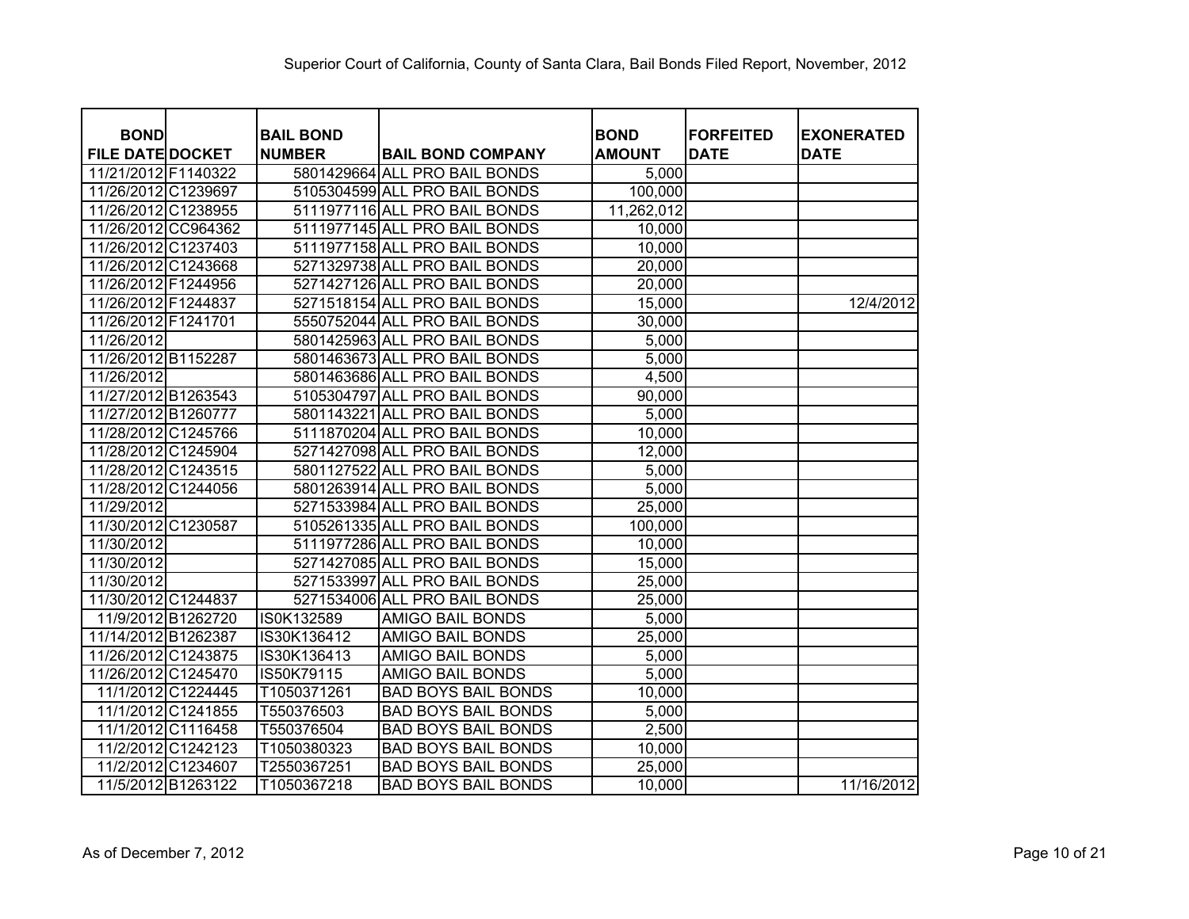Superior Court of California, County of Santa Clara, Bail Bonds Filed Report, November, 2012

| BOND FILE DATE | DOCKET | BAIL BOND NUMBER | BAIL BOND COMPANY | BOND AMOUNT | FORFEITED DATE | EXONERATED DATE |
|---|---|---|---|---|---|---|
| 11/21/2012 | F1140322 | 5801429664 | ALL PRO BAIL BONDS | 5,000 | | |
| 11/26/2012 | C1239697 | 5105304599 | ALL PRO BAIL BONDS | 100,000 | | |
| 11/26/2012 | C1238955 | 5111977116 | ALL PRO BAIL BONDS | 11,262,012 | | |
| 11/26/2012 | CC964362 | 5111977145 | ALL PRO BAIL BONDS | 10,000 | | |
| 11/26/2012 | C1237403 | 5111977158 | ALL PRO BAIL BONDS | 10,000 | | |
| 11/26/2012 | C1243668 | 5271329738 | ALL PRO BAIL BONDS | 20,000 | | |
| 11/26/2012 | F1244956 | 5271427126 | ALL PRO BAIL BONDS | 20,000 | | |
| 11/26/2012 | F1244837 | 5271518154 | ALL PRO BAIL BONDS | 15,000 | | 12/4/2012 |
| 11/26/2012 | F1241701 | 5550752044 | ALL PRO BAIL BONDS | 30,000 | | |
| 11/26/2012 | | 5801425963 | ALL PRO BAIL BONDS | 5,000 | | |
| 11/26/2012 | B1152287 | 5801463673 | ALL PRO BAIL BONDS | 5,000 | | |
| 11/26/2012 | | 5801463686 | ALL PRO BAIL BONDS | 4,500 | | |
| 11/27/2012 | B1263543 | 5105304797 | ALL PRO BAIL BONDS | 90,000 | | |
| 11/27/2012 | B1260777 | 5801143221 | ALL PRO BAIL BONDS | 5,000 | | |
| 11/28/2012 | C1245766 | 5111870204 | ALL PRO BAIL BONDS | 10,000 | | |
| 11/28/2012 | C1245904 | 5271427098 | ALL PRO BAIL BONDS | 12,000 | | |
| 11/28/2012 | C1243515 | 5801127522 | ALL PRO BAIL BONDS | 5,000 | | |
| 11/28/2012 | C1244056 | 5801263914 | ALL PRO BAIL BONDS | 5,000 | | |
| 11/29/2012 | | 5271533984 | ALL PRO BAIL BONDS | 25,000 | | |
| 11/30/2012 | C1230587 | 5105261335 | ALL PRO BAIL BONDS | 100,000 | | |
| 11/30/2012 | | 5111977286 | ALL PRO BAIL BONDS | 10,000 | | |
| 11/30/2012 | | 5271427085 | ALL PRO BAIL BONDS | 15,000 | | |
| 11/30/2012 | | 5271533997 | ALL PRO BAIL BONDS | 25,000 | | |
| 11/30/2012 | C1244837 | 5271534006 | ALL PRO BAIL BONDS | 25,000 | | |
| 11/9/2012 | B1262720 | IS0K132589 | AMIGO BAIL BONDS | 5,000 | | |
| 11/14/2012 | B1262387 | IS30K136412 | AMIGO BAIL BONDS | 25,000 | | |
| 11/26/2012 | C1243875 | IS30K136413 | AMIGO BAIL BONDS | 5,000 | | |
| 11/26/2012 | C1245470 | IS50K79115 | AMIGO BAIL BONDS | 5,000 | | |
| 11/1/2012 | C1224445 | T1050371261 | BAD BOYS BAIL BONDS | 10,000 | | |
| 11/1/2012 | C1241855 | T550376503 | BAD BOYS BAIL BONDS | 5,000 | | |
| 11/1/2012 | C1116458 | T550376504 | BAD BOYS BAIL BONDS | 2,500 | | |
| 11/2/2012 | C1242123 | T1050380323 | BAD BOYS BAIL BONDS | 10,000 | | |
| 11/2/2012 | C1234607 | T2550367251 | BAD BOYS BAIL BONDS | 25,000 | | |
| 11/5/2012 | B1263122 | T1050367218 | BAD BOYS BAIL BONDS | 10,000 | | 11/16/2012 |

As of December 7, 2012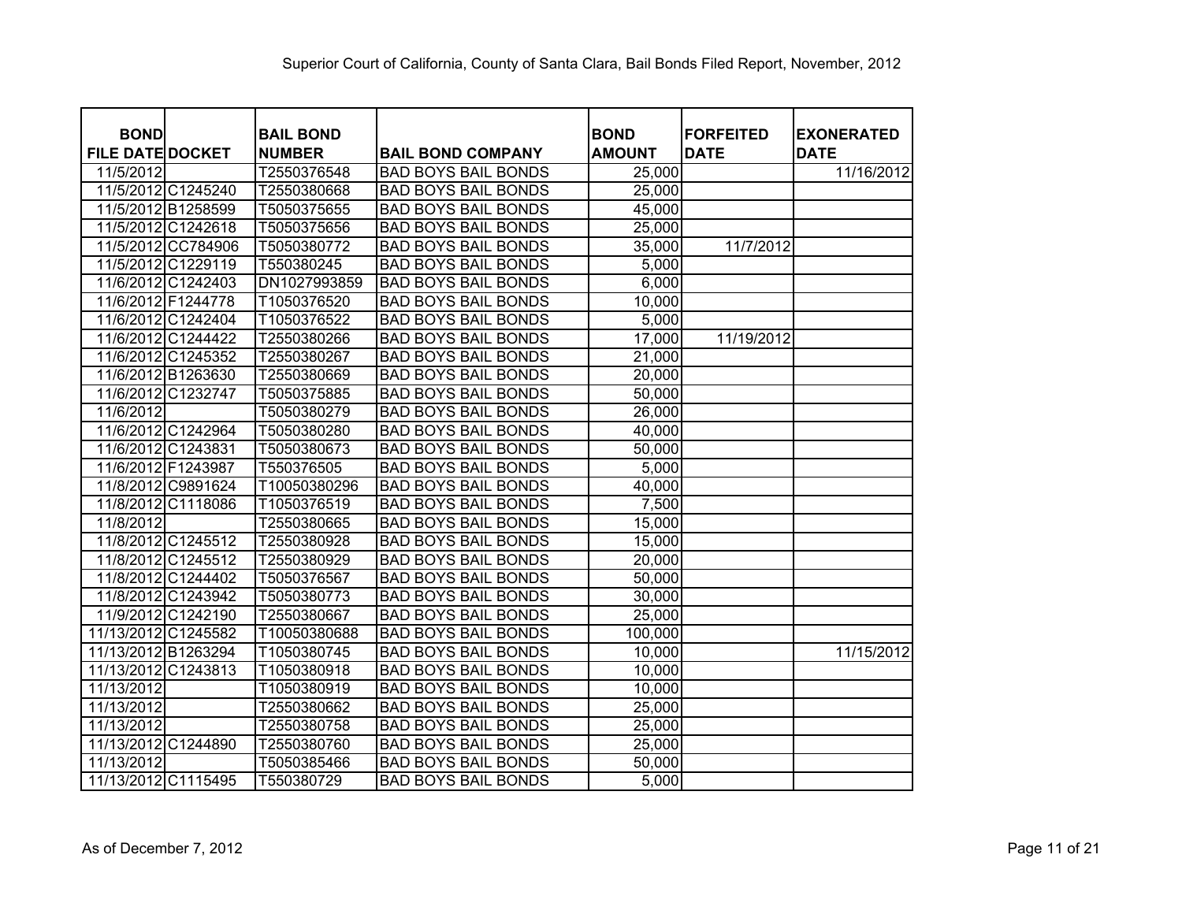Superior Court of California, County of Santa Clara, Bail Bonds Filed Report, November, 2012

| BOND FILE DATE | DOCKET | BAIL BOND NUMBER | BAIL BOND COMPANY | BOND AMOUNT | FORFEITED DATE | EXONERATED DATE |
|---|---|---|---|---|---|---|
| 11/5/2012 | | T2550376548 | BAD BOYS BAIL BONDS | 25,000 | | 11/16/2012 |
| 11/5/2012 | C1245240 | T2550380668 | BAD BOYS BAIL BONDS | 25,000 | | |
| 11/5/2012 | B1258599 | T5050375655 | BAD BOYS BAIL BONDS | 45,000 | | |
| 11/5/2012 | C1242618 | T5050375656 | BAD BOYS BAIL BONDS | 25,000 | | |
| 11/5/2012 | CC784906 | T5050380772 | BAD BOYS BAIL BONDS | 35,000 | 11/7/2012 | |
| 11/5/2012 | C1229119 | T550380245 | BAD BOYS BAIL BONDS | 5,000 | | |
| 11/6/2012 | C1242403 | DN1027993859 | BAD BOYS BAIL BONDS | 6,000 | | |
| 11/6/2012 | F1244778 | T1050376520 | BAD BOYS BAIL BONDS | 10,000 | | |
| 11/6/2012 | C1242404 | T1050376522 | BAD BOYS BAIL BONDS | 5,000 | | |
| 11/6/2012 | C1244422 | T2550380266 | BAD BOYS BAIL BONDS | 17,000 | 11/19/2012 | |
| 11/6/2012 | C1245352 | T2550380267 | BAD BOYS BAIL BONDS | 21,000 | | |
| 11/6/2012 | B1263630 | T2550380669 | BAD BOYS BAIL BONDS | 20,000 | | |
| 11/6/2012 | C1232747 | T5050375885 | BAD BOYS BAIL BONDS | 50,000 | | |
| 11/6/2012 | | T5050380279 | BAD BOYS BAIL BONDS | 26,000 | | |
| 11/6/2012 | C1242964 | T5050380280 | BAD BOYS BAIL BONDS | 40,000 | | |
| 11/6/2012 | C1243831 | T5050380673 | BAD BOYS BAIL BONDS | 50,000 | | |
| 11/6/2012 | F1243987 | T550376505 | BAD BOYS BAIL BONDS | 5,000 | | |
| 11/8/2012 | C9891624 | T10050380296 | BAD BOYS BAIL BONDS | 40,000 | | |
| 11/8/2012 | C1118086 | T1050376519 | BAD BOYS BAIL BONDS | 7,500 | | |
| 11/8/2012 | | T2550380665 | BAD BOYS BAIL BONDS | 15,000 | | |
| 11/8/2012 | C1245512 | T2550380928 | BAD BOYS BAIL BONDS | 15,000 | | |
| 11/8/2012 | C1245512 | T2550380929 | BAD BOYS BAIL BONDS | 20,000 | | |
| 11/8/2012 | C1244402 | T5050376567 | BAD BOYS BAIL BONDS | 50,000 | | |
| 11/8/2012 | C1243942 | T5050380773 | BAD BOYS BAIL BONDS | 30,000 | | |
| 11/9/2012 | C1242190 | T2550380667 | BAD BOYS BAIL BONDS | 25,000 | | |
| 11/13/2012 | C1245582 | T10050380688 | BAD BOYS BAIL BONDS | 100,000 | | |
| 11/13/2012 | B1263294 | T1050380745 | BAD BOYS BAIL BONDS | 10,000 | | 11/15/2012 |
| 11/13/2012 | C1243813 | T1050380918 | BAD BOYS BAIL BONDS | 10,000 | | |
| 11/13/2012 | | T1050380919 | BAD BOYS BAIL BONDS | 10,000 | | |
| 11/13/2012 | | T2550380662 | BAD BOYS BAIL BONDS | 25,000 | | |
| 11/13/2012 | | T2550380758 | BAD BOYS BAIL BONDS | 25,000 | | |
| 11/13/2012 | C1244890 | T2550380760 | BAD BOYS BAIL BONDS | 25,000 | | |
| 11/13/2012 | | T5050385466 | BAD BOYS BAIL BONDS | 50,000 | | |
| 11/13/2012 | C1115495 | T550380729 | BAD BOYS BAIL BONDS | 5,000 | | |

As of December 7, 2012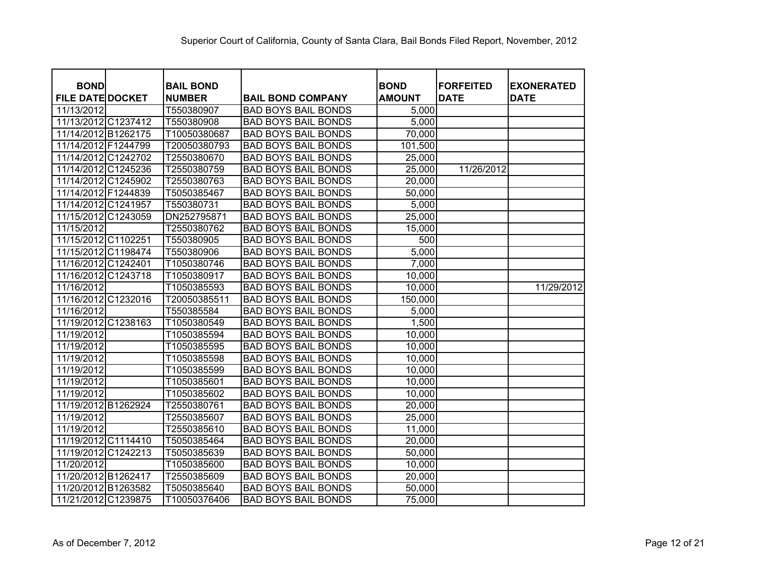Superior Court of California, County of Santa Clara, Bail Bonds Filed Report, November, 2012

| BOND FILE DATE | DOCKET | BAIL BOND NUMBER | BAIL BOND COMPANY | BOND AMOUNT | FORFEITED DATE | EXONERATED DATE |
|---|---|---|---|---|---|---|
| 11/13/2012 | | T550380907 | BAD BOYS BAIL BONDS | 5,000 | | |
| 11/13/2012 | C1237412 | T550380908 | BAD BOYS BAIL BONDS | 5,000 | | |
| 11/14/2012 | B1262175 | T10050380687 | BAD BOYS BAIL BONDS | 70,000 | | |
| 11/14/2012 | F1244799 | T20050380793 | BAD BOYS BAIL BONDS | 101,500 | | |
| 11/14/2012 | C1242702 | T2550380670 | BAD BOYS BAIL BONDS | 25,000 | | |
| 11/14/2012 | C1245236 | T2550380759 | BAD BOYS BAIL BONDS | 25,000 | 11/26/2012 | |
| 11/14/2012 | C1245902 | T2550380763 | BAD BOYS BAIL BONDS | 20,000 | | |
| 11/14/2012 | F1244839 | T5050385467 | BAD BOYS BAIL BONDS | 50,000 | | |
| 11/14/2012 | C1241957 | T550380731 | BAD BOYS BAIL BONDS | 5,000 | | |
| 11/15/2012 | C1243059 | DN252795871 | BAD BOYS BAIL BONDS | 25,000 | | |
| 11/15/2012 | | T2550380762 | BAD BOYS BAIL BONDS | 15,000 | | |
| 11/15/2012 | C1102251 | T550380905 | BAD BOYS BAIL BONDS | 500 | | |
| 11/15/2012 | C1198474 | T550380906 | BAD BOYS BAIL BONDS | 5,000 | | |
| 11/16/2012 | C1242401 | T1050380746 | BAD BOYS BAIL BONDS | 7,000 | | |
| 11/16/2012 | C1243718 | T1050380917 | BAD BOYS BAIL BONDS | 10,000 | | |
| 11/16/2012 | | T1050385593 | BAD BOYS BAIL BONDS | 10,000 | | 11/29/2012 |
| 11/16/2012 | C1232016 | T20050385511 | BAD BOYS BAIL BONDS | 150,000 | | |
| 11/16/2012 | | T550385584 | BAD BOYS BAIL BONDS | 5,000 | | |
| 11/19/2012 | C1238163 | T1050380549 | BAD BOYS BAIL BONDS | 1,500 | | |
| 11/19/2012 | | T1050385594 | BAD BOYS BAIL BONDS | 10,000 | | |
| 11/19/2012 | | T1050385595 | BAD BOYS BAIL BONDS | 10,000 | | |
| 11/19/2012 | | T1050385598 | BAD BOYS BAIL BONDS | 10,000 | | |
| 11/19/2012 | | T1050385599 | BAD BOYS BAIL BONDS | 10,000 | | |
| 11/19/2012 | | T1050385601 | BAD BOYS BAIL BONDS | 10,000 | | |
| 11/19/2012 | | T1050385602 | BAD BOYS BAIL BONDS | 10,000 | | |
| 11/19/2012 | B1262924 | T2550380761 | BAD BOYS BAIL BONDS | 20,000 | | |
| 11/19/2012 | | T2550385607 | BAD BOYS BAIL BONDS | 25,000 | | |
| 11/19/2012 | | T2550385610 | BAD BOYS BAIL BONDS | 11,000 | | |
| 11/19/2012 | C1114410 | T5050385464 | BAD BOYS BAIL BONDS | 20,000 | | |
| 11/19/2012 | C1242213 | T5050385639 | BAD BOYS BAIL BONDS | 50,000 | | |
| 11/20/2012 | | T1050385600 | BAD BOYS BAIL BONDS | 10,000 | | |
| 11/20/2012 | B1262417 | T2550385609 | BAD BOYS BAIL BONDS | 20,000 | | |
| 11/20/2012 | B1263582 | T5050385640 | BAD BOYS BAIL BONDS | 50,000 | | |
| 11/21/2012 | C1239875 | T10050376406 | BAD BOYS BAIL BONDS | 75,000 | | |

As of December 7, 2012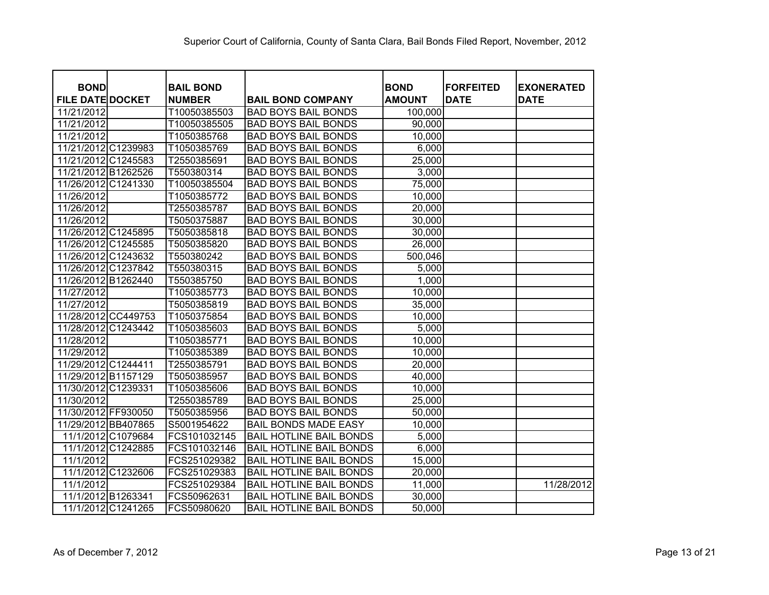Superior Court of California, County of Santa Clara, Bail Bonds Filed Report, November, 2012

| BOND FILE DATE | DOCKET | BAIL BOND NUMBER | BAIL BOND COMPANY | BOND AMOUNT | FORFEITED DATE | EXONERATED DATE |
|---|---|---|---|---|---|---|
| 11/21/2012 | | T10050385503 | BAD BOYS BAIL BONDS | 100,000 | | |
| 11/21/2012 | | T10050385505 | BAD BOYS BAIL BONDS | 90,000 | | |
| 11/21/2012 | | T1050385768 | BAD BOYS BAIL BONDS | 10,000 | | |
| 11/21/2012 | C1239983 | T1050385769 | BAD BOYS BAIL BONDS | 6,000 | | |
| 11/21/2012 | C1245583 | T2550385691 | BAD BOYS BAIL BONDS | 25,000 | | |
| 11/21/2012 | B1262526 | T550380314 | BAD BOYS BAIL BONDS | 3,000 | | |
| 11/26/2012 | C1241330 | T10050385504 | BAD BOYS BAIL BONDS | 75,000 | | |
| 11/26/2012 | | T1050385772 | BAD BOYS BAIL BONDS | 10,000 | | |
| 11/26/2012 | | T2550385787 | BAD BOYS BAIL BONDS | 20,000 | | |
| 11/26/2012 | | T5050375887 | BAD BOYS BAIL BONDS | 30,000 | | |
| 11/26/2012 | C1245895 | T5050385818 | BAD BOYS BAIL BONDS | 30,000 | | |
| 11/26/2012 | C1245585 | T5050385820 | BAD BOYS BAIL BONDS | 26,000 | | |
| 11/26/2012 | C1243632 | T550380242 | BAD BOYS BAIL BONDS | 500,046 | | |
| 11/26/2012 | C1237842 | T550380315 | BAD BOYS BAIL BONDS | 5,000 | | |
| 11/26/2012 | B1262440 | T550385750 | BAD BOYS BAIL BONDS | 1,000 | | |
| 11/27/2012 | | T1050385773 | BAD BOYS BAIL BONDS | 10,000 | | |
| 11/27/2012 | | T5050385819 | BAD BOYS BAIL BONDS | 35,000 | | |
| 11/28/2012 | CC449753 | T1050375854 | BAD BOYS BAIL BONDS | 10,000 | | |
| 11/28/2012 | C1243442 | T1050385603 | BAD BOYS BAIL BONDS | 5,000 | | |
| 11/28/2012 | | T1050385771 | BAD BOYS BAIL BONDS | 10,000 | | |
| 11/29/2012 | | T1050385389 | BAD BOYS BAIL BONDS | 10,000 | | |
| 11/29/2012 | C1244411 | T2550385791 | BAD BOYS BAIL BONDS | 20,000 | | |
| 11/29/2012 | B1157129 | T5050385957 | BAD BOYS BAIL BONDS | 40,000 | | |
| 11/30/2012 | C1239331 | T1050385606 | BAD BOYS BAIL BONDS | 10,000 | | |
| 11/30/2012 | | T2550385789 | BAD BOYS BAIL BONDS | 25,000 | | |
| 11/30/2012 | FF930050 | T5050385956 | BAD BOYS BAIL BONDS | 50,000 | | |
| 11/29/2012 | BB407865 | S5001954622 | BAIL BONDS MADE EASY | 10,000 | | |
| 11/1/2012 | C1079684 | FCS101032145 | BAIL HOTLINE BAIL BONDS | 5,000 | | |
| 11/1/2012 | C1242885 | FCS101032146 | BAIL HOTLINE BAIL BONDS | 6,000 | | |
| 11/1/2012 | | FCS251029382 | BAIL HOTLINE BAIL BONDS | 15,000 | | |
| 11/1/2012 | C1232606 | FCS251029383 | BAIL HOTLINE BAIL BONDS | 20,000 | | |
| 11/1/2012 | | FCS251029384 | BAIL HOTLINE BAIL BONDS | 11,000 | | 11/28/2012 |
| 11/1/2012 | B1263341 | FCS50962631 | BAIL HOTLINE BAIL BONDS | 30,000 | | |
| 11/1/2012 | C1241265 | FCS50980620 | BAIL HOTLINE BAIL BONDS | 50,000 | | |

As of December 7, 2012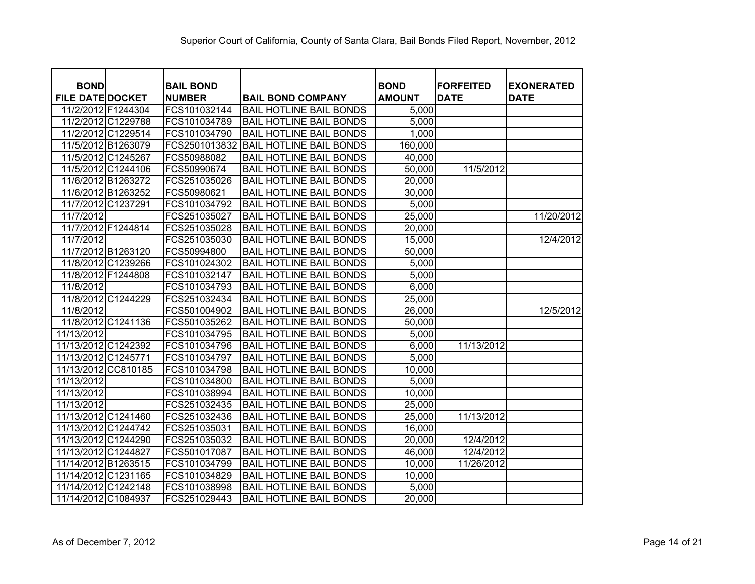Superior Court of California, County of Santa Clara, Bail Bonds Filed Report, November, 2012

| BOND FILE DATE | DOCKET | BAIL BOND NUMBER | BAIL BOND COMPANY | BOND AMOUNT | FORFEITED DATE | EXONERATED DATE |
|---|---|---|---|---|---|---|
| 11/2/2012 | F1244304 | FCS101032144 | BAIL HOTLINE BAIL BONDS | 5,000 | | |
| 11/2/2012 | C1229788 | FCS101034789 | BAIL HOTLINE BAIL BONDS | 5,000 | | |
| 11/2/2012 | C1229514 | FCS101034790 | BAIL HOTLINE BAIL BONDS | 1,000 | | |
| 11/5/2012 | B1263079 | FCS2501013832 | BAIL HOTLINE BAIL BONDS | 160,000 | | |
| 11/5/2012 | C1245267 | FCS50988082 | BAIL HOTLINE BAIL BONDS | 40,000 | | |
| 11/5/2012 | C1244106 | FCS50990674 | BAIL HOTLINE BAIL BONDS | 50,000 | 11/5/2012 | |
| 11/6/2012 | B1263272 | FCS251035026 | BAIL HOTLINE BAIL BONDS | 20,000 | | |
| 11/6/2012 | B1263252 | FCS50980621 | BAIL HOTLINE BAIL BONDS | 30,000 | | |
| 11/7/2012 | C1237291 | FCS101034792 | BAIL HOTLINE BAIL BONDS | 5,000 | | |
| 11/7/2012 | | FCS251035027 | BAIL HOTLINE BAIL BONDS | 25,000 | | 11/20/2012 |
| 11/7/2012 | F1244814 | FCS251035028 | BAIL HOTLINE BAIL BONDS | 20,000 | | |
| 11/7/2012 | | FCS251035030 | BAIL HOTLINE BAIL BONDS | 15,000 | | 12/4/2012 |
| 11/7/2012 | B1263120 | FCS50994800 | BAIL HOTLINE BAIL BONDS | 50,000 | | |
| 11/8/2012 | C1239266 | FCS101024302 | BAIL HOTLINE BAIL BONDS | 5,000 | | |
| 11/8/2012 | F1244808 | FCS101032147 | BAIL HOTLINE BAIL BONDS | 5,000 | | |
| 11/8/2012 | | FCS101034793 | BAIL HOTLINE BAIL BONDS | 6,000 | | |
| 11/8/2012 | C1244229 | FCS251032434 | BAIL HOTLINE BAIL BONDS | 25,000 | | |
| 11/8/2012 | | FCS501004902 | BAIL HOTLINE BAIL BONDS | 26,000 | | 12/5/2012 |
| 11/8/2012 | C1241136 | FCS501035262 | BAIL HOTLINE BAIL BONDS | 50,000 | | |
| 11/13/2012 | | FCS101034795 | BAIL HOTLINE BAIL BONDS | 5,000 | | |
| 11/13/2012 | C1242392 | FCS101034796 | BAIL HOTLINE BAIL BONDS | 6,000 | 11/13/2012 | |
| 11/13/2012 | C1245771 | FCS101034797 | BAIL HOTLINE BAIL BONDS | 5,000 | | |
| 11/13/2012 | CC810185 | FCS101034798 | BAIL HOTLINE BAIL BONDS | 10,000 | | |
| 11/13/2012 | | FCS101034800 | BAIL HOTLINE BAIL BONDS | 5,000 | | |
| 11/13/2012 | | FCS101038994 | BAIL HOTLINE BAIL BONDS | 10,000 | | |
| 11/13/2012 | | FCS251032435 | BAIL HOTLINE BAIL BONDS | 25,000 | | |
| 11/13/2012 | C1241460 | FCS251032436 | BAIL HOTLINE BAIL BONDS | 25,000 | 11/13/2012 | |
| 11/13/2012 | C1244742 | FCS251035031 | BAIL HOTLINE BAIL BONDS | 16,000 | | |
| 11/13/2012 | C1244290 | FCS251035032 | BAIL HOTLINE BAIL BONDS | 20,000 | 12/4/2012 | |
| 11/13/2012 | C1244827 | FCS501017087 | BAIL HOTLINE BAIL BONDS | 46,000 | 12/4/2012 | |
| 11/14/2012 | B1263515 | FCS101034799 | BAIL HOTLINE BAIL BONDS | 10,000 | 11/26/2012 | |
| 11/14/2012 | C1231165 | FCS101034829 | BAIL HOTLINE BAIL BONDS | 10,000 | | |
| 11/14/2012 | C1242148 | FCS101038998 | BAIL HOTLINE BAIL BONDS | 5,000 | | |
| 11/14/2012 | C1084937 | FCS251029443 | BAIL HOTLINE BAIL BONDS | 20,000 | | |

As of December 7, 2012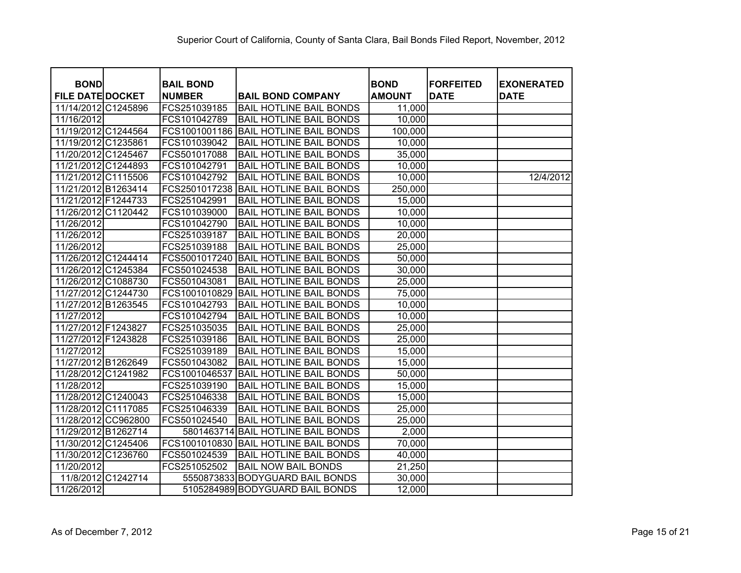Superior Court of California, County of Santa Clara, Bail Bonds Filed Report, November, 2012

| BOND FILE DATE | DOCKET | BAIL BOND NUMBER | BAIL BOND COMPANY | BOND AMOUNT | FORFEITED DATE | EXONERATED DATE |
|---|---|---|---|---|---|---|
| 11/14/2012 | C1245896 | FCS251039185 | BAIL HOTLINE BAIL BONDS | 11,000 | | |
| 11/16/2012 | | FCS101042789 | BAIL HOTLINE BAIL BONDS | 10,000 | | |
| 11/19/2012 | C1244564 | FCS1001001186 | BAIL HOTLINE BAIL BONDS | 100,000 | | |
| 11/19/2012 | C1235861 | FCS101039042 | BAIL HOTLINE BAIL BONDS | 10,000 | | |
| 11/20/2012 | C1245467 | FCS501017088 | BAIL HOTLINE BAIL BONDS | 35,000 | | |
| 11/21/2012 | C1244893 | FCS101042791 | BAIL HOTLINE BAIL BONDS | 10,000 | | |
| 11/21/2012 | C1115506 | FCS101042792 | BAIL HOTLINE BAIL BONDS | 10,000 | | 12/4/2012 |
| 11/21/2012 | B1263414 | FCS2501017238 | BAIL HOTLINE BAIL BONDS | 250,000 | | |
| 11/21/2012 | F1244733 | FCS251042991 | BAIL HOTLINE BAIL BONDS | 15,000 | | |
| 11/26/2012 | C1120442 | FCS101039000 | BAIL HOTLINE BAIL BONDS | 10,000 | | |
| 11/26/2012 | | FCS101042790 | BAIL HOTLINE BAIL BONDS | 10,000 | | |
| 11/26/2012 | | FCS251039187 | BAIL HOTLINE BAIL BONDS | 20,000 | | |
| 11/26/2012 | | FCS251039188 | BAIL HOTLINE BAIL BONDS | 25,000 | | |
| 11/26/2012 | C1244414 | FCS5001017240 | BAIL HOTLINE BAIL BONDS | 50,000 | | |
| 11/26/2012 | C1245384 | FCS501024538 | BAIL HOTLINE BAIL BONDS | 30,000 | | |
| 11/26/2012 | C1088730 | FCS501043081 | BAIL HOTLINE BAIL BONDS | 25,000 | | |
| 11/27/2012 | C1244730 | FCS1001010829 | BAIL HOTLINE BAIL BONDS | 75,000 | | |
| 11/27/2012 | B1263545 | FCS101042793 | BAIL HOTLINE BAIL BONDS | 10,000 | | |
| 11/27/2012 | | FCS101042794 | BAIL HOTLINE BAIL BONDS | 10,000 | | |
| 11/27/2012 | F1243827 | FCS251035035 | BAIL HOTLINE BAIL BONDS | 25,000 | | |
| 11/27/2012 | F1243828 | FCS251039186 | BAIL HOTLINE BAIL BONDS | 25,000 | | |
| 11/27/2012 | | FCS251039189 | BAIL HOTLINE BAIL BONDS | 15,000 | | |
| 11/27/2012 | B1262649 | FCS501043082 | BAIL HOTLINE BAIL BONDS | 15,000 | | |
| 11/28/2012 | C1241982 | FCS1001046537 | BAIL HOTLINE BAIL BONDS | 50,000 | | |
| 11/28/2012 | | FCS251039190 | BAIL HOTLINE BAIL BONDS | 15,000 | | |
| 11/28/2012 | C1240043 | FCS251046338 | BAIL HOTLINE BAIL BONDS | 15,000 | | |
| 11/28/2012 | C1117085 | FCS251046339 | BAIL HOTLINE BAIL BONDS | 25,000 | | |
| 11/28/2012 | CC962800 | FCS501024540 | BAIL HOTLINE BAIL BONDS | 25,000 | | |
| 11/29/2012 | B1262714 | 5801463714 | BAIL HOTLINE BAIL BONDS | 2,000 | | |
| 11/30/2012 | C1245406 | FCS1001010830 | BAIL HOTLINE BAIL BONDS | 70,000 | | |
| 11/30/2012 | C1236760 | FCS501024539 | BAIL HOTLINE BAIL BONDS | 40,000 | | |
| 11/20/2012 | | FCS251052502 | BAIL NOW BAIL BONDS | 21,250 | | |
| 11/8/2012 | C1242714 | 5550873833 | BODYGUARD BAIL BONDS | 30,000 | | |
| 11/26/2012 | | 5105284989 | BODYGUARD BAIL BONDS | 12,000 | | |

As of December 7, 2012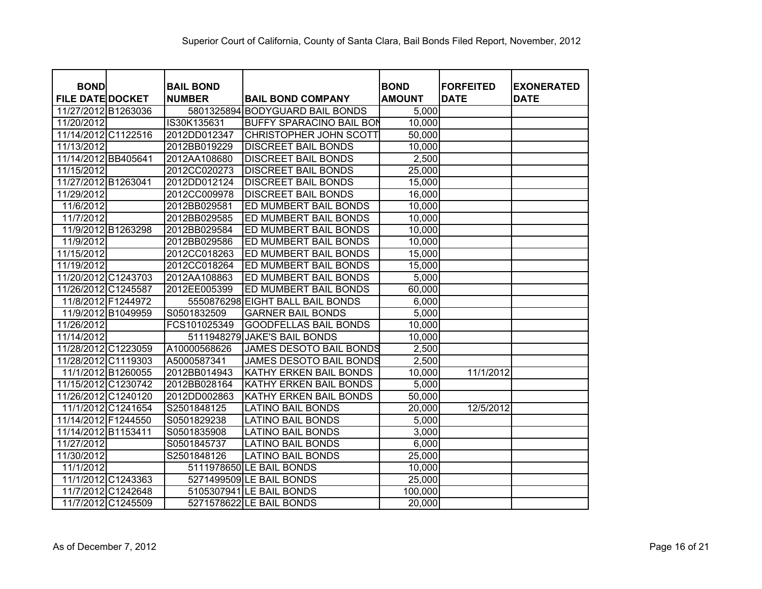Superior Court of California, County of Santa Clara, Bail Bonds Filed Report, November, 2012

| BOND FILE DATE | DOCKET | BAIL BOND NUMBER | BAIL BOND COMPANY | BOND AMOUNT | FORFEITED DATE | EXONERATED DATE |
|---|---|---|---|---|---|---|
| 11/27/2012 | B1263036 | 5801325894 | BODYGUARD BAIL BONDS | 5,000 | | |
| 11/20/2012 | | IS30K135631 | BUFFY SPARACINO BAIL BON | 10,000 | | |
| 11/14/2012 | C1122516 | 2012DD012347 | CHRISTOPHER JOHN SCOTT | 50,000 | | |
| 11/13/2012 | | 2012BB019229 | DISCREET BAIL BONDS | 10,000 | | |
| 11/14/2012 | BB405641 | 2012AA108680 | DISCREET BAIL BONDS | 2,500 | | |
| 11/15/2012 | | 2012CC020273 | DISCREET BAIL BONDS | 25,000 | | |
| 11/27/2012 | B1263041 | 2012DD012124 | DISCREET BAIL BONDS | 15,000 | | |
| 11/29/2012 | | 2012CC009978 | DISCREET BAIL BONDS | 16,000 | | |
| 11/6/2012 | | 2012BB029581 | ED MUMBERT BAIL BONDS | 10,000 | | |
| 11/7/2012 | | 2012BB029585 | ED MUMBERT BAIL BONDS | 10,000 | | |
| 11/9/2012 | B1263298 | 2012BB029584 | ED MUMBERT BAIL BONDS | 10,000 | | |
| 11/9/2012 | | 2012BB029586 | ED MUMBERT BAIL BONDS | 10,000 | | |
| 11/15/2012 | | 2012CC018263 | ED MUMBERT BAIL BONDS | 15,000 | | |
| 11/19/2012 | | 2012CC018264 | ED MUMBERT BAIL BONDS | 15,000 | | |
| 11/20/2012 | C1243703 | 2012AA108863 | ED MUMBERT BAIL BONDS | 5,000 | | |
| 11/26/2012 | C1245587 | 2012EE005399 | ED MUMBERT BAIL BONDS | 60,000 | | |
| 11/8/2012 | F1244972 | 5550876298 | EIGHT BALL BAIL BONDS | 6,000 | | |
| 11/9/2012 | B1049959 | S0501832509 | GARNER BAIL BONDS | 5,000 | | |
| 11/26/2012 | | FCS101025349 | GOODFELLAS BAIL BONDS | 10,000 | | |
| 11/14/2012 | | 5111948279 | JAKE'S BAIL BONDS | 10,000 | | |
| 11/28/2012 | C1223059 | A10000568626 | JAMES DESOTO BAIL BONDS | 2,500 | | |
| 11/28/2012 | C1119303 | A5000587341 | JAMES DESOTO BAIL BONDS | 2,500 | | |
| 11/1/2012 | B1260055 | 2012BB014943 | KATHY ERKEN BAIL BONDS | 10,000 | 11/1/2012 | |
| 11/15/2012 | C1230742 | 2012BB028164 | KATHY ERKEN BAIL BONDS | 5,000 | | |
| 11/26/2012 | C1240120 | 2012DD002863 | KATHY ERKEN BAIL BONDS | 50,000 | | |
| 11/1/2012 | C1241654 | S2501848125 | LATINO BAIL BONDS | 20,000 | 12/5/2012 | |
| 11/14/2012 | F1244550 | S0501829238 | LATINO BAIL BONDS | 5,000 | | |
| 11/14/2012 | B1153411 | S0501835908 | LATINO BAIL BONDS | 3,000 | | |
| 11/27/2012 | | S0501845737 | LATINO BAIL BONDS | 6,000 | | |
| 11/30/2012 | | S2501848126 | LATINO BAIL BONDS | 25,000 | | |
| 11/1/2012 | | 5111978650 | LE BAIL BONDS | 10,000 | | |
| 11/1/2012 | C1243363 | 5271499509 | LE BAIL BONDS | 25,000 | | |
| 11/7/2012 | C1242648 | 5105307941 | LE BAIL BONDS | 100,000 | | |
| 11/7/2012 | C1245509 | 5271578622 | LE BAIL BONDS | 20,000 | | |

As of December 7, 2012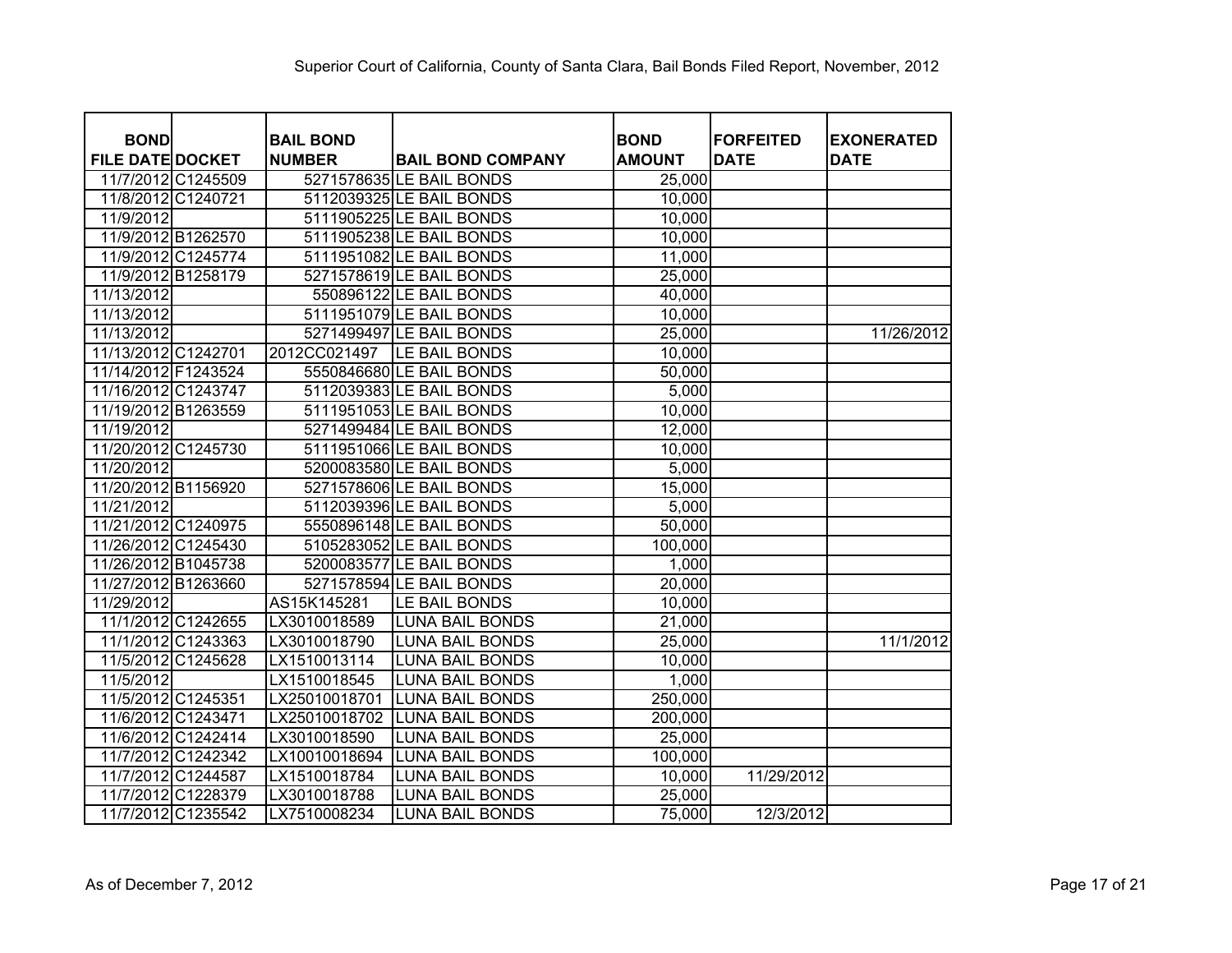Superior Court of California, County of Santa Clara, Bail Bonds Filed Report, November, 2012

| BOND FILE DATE | DOCKET | BAIL BOND NUMBER | BAIL BOND COMPANY | BOND AMOUNT | FORFEITED DATE | EXONERATED DATE |
|---|---|---|---|---|---|---|
| 11/7/2012 | C1245509 | 5271578635 | LE BAIL BONDS | 25,000 | | |
| 11/8/2012 | C1240721 | 5112039325 | LE BAIL BONDS | 10,000 | | |
| 11/9/2012 | | 5111905225 | LE BAIL BONDS | 10,000 | | |
| 11/9/2012 | B1262570 | 5111905238 | LE BAIL BONDS | 10,000 | | |
| 11/9/2012 | C1245774 | 5111951082 | LE BAIL BONDS | 11,000 | | |
| 11/9/2012 | B1258179 | 5271578619 | LE BAIL BONDS | 25,000 | | |
| 11/13/2012 | | 550896122 | LE BAIL BONDS | 40,000 | | |
| 11/13/2012 | | 5111951079 | LE BAIL BONDS | 10,000 | | |
| 11/13/2012 | | 5271499497 | LE BAIL BONDS | 25,000 | | 11/26/2012 |
| 11/13/2012 | C1242701 | 2012CC021497 | LE BAIL BONDS | 10,000 | | |
| 11/14/2012 | F1243524 | 5550846680 | LE BAIL BONDS | 50,000 | | |
| 11/16/2012 | C1243747 | 5112039383 | LE BAIL BONDS | 5,000 | | |
| 11/19/2012 | B1263559 | 5111951053 | LE BAIL BONDS | 10,000 | | |
| 11/19/2012 | | 5271499484 | LE BAIL BONDS | 12,000 | | |
| 11/20/2012 | C1245730 | 5111951066 | LE BAIL BONDS | 10,000 | | |
| 11/20/2012 | | 5200083580 | LE BAIL BONDS | 5,000 | | |
| 11/20/2012 | B1156920 | 5271578606 | LE BAIL BONDS | 15,000 | | |
| 11/21/2012 | | 5112039396 | LE BAIL BONDS | 5,000 | | |
| 11/21/2012 | C1240975 | 5550896148 | LE BAIL BONDS | 50,000 | | |
| 11/26/2012 | C1245430 | 5105283052 | LE BAIL BONDS | 100,000 | | |
| 11/26/2012 | B1045738 | 5200083577 | LE BAIL BONDS | 1,000 | | |
| 11/27/2012 | B1263660 | 5271578594 | LE BAIL BONDS | 20,000 | | |
| 11/29/2012 | | AS15K145281 | LE BAIL BONDS | 10,000 | | |
| 11/1/2012 | C1242655 | LX3010018589 | LUNA BAIL BONDS | 21,000 | | |
| 11/1/2012 | C1243363 | LX3010018790 | LUNA BAIL BONDS | 25,000 | | 11/1/2012 |
| 11/5/2012 | C1245628 | LX1510013114 | LUNA BAIL BONDS | 10,000 | | |
| 11/5/2012 | | LX1510018545 | LUNA BAIL BONDS | 1,000 | | |
| 11/5/2012 | C1245351 | LX25010018701 | LUNA BAIL BONDS | 250,000 | | |
| 11/6/2012 | C1243471 | LX25010018702 | LUNA BAIL BONDS | 200,000 | | |
| 11/6/2012 | C1242414 | LX3010018590 | LUNA BAIL BONDS | 25,000 | | |
| 11/7/2012 | C1242342 | LX10010018694 | LUNA BAIL BONDS | 100,000 | | |
| 11/7/2012 | C1244587 | LX1510018784 | LUNA BAIL BONDS | 10,000 | 11/29/2012 | |
| 11/7/2012 | C1228379 | LX3010018788 | LUNA BAIL BONDS | 25,000 | | |
| 11/7/2012 | C1235542 | LX7510008234 | LUNA BAIL BONDS | 75,000 | 12/3/2012 | |

As of December 7, 2012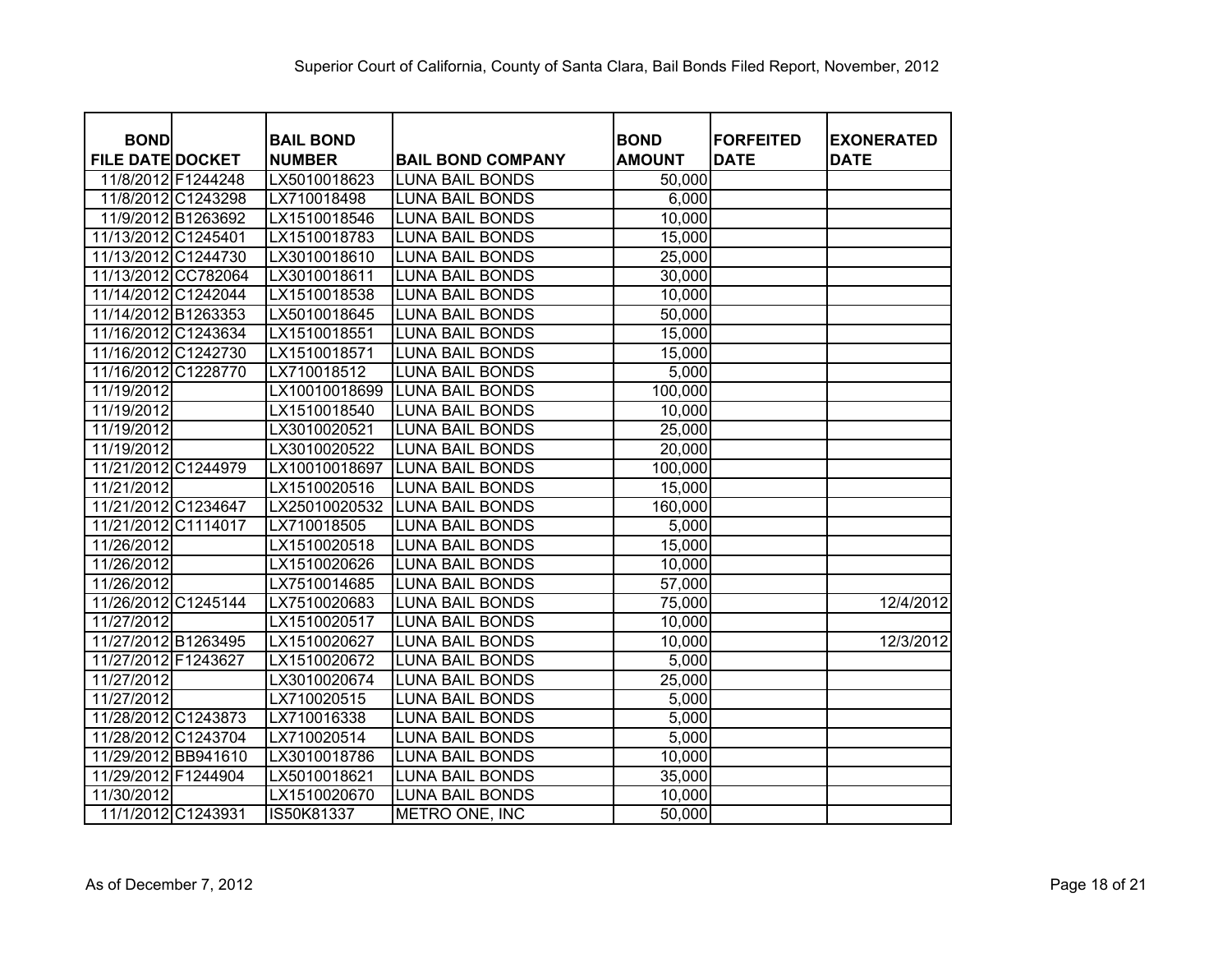Superior Court of California, County of Santa Clara, Bail Bonds Filed Report, November, 2012

| BOND FILE DATE | DOCKET | BAIL BOND NUMBER | BAIL BOND COMPANY | BOND AMOUNT | FORFEITED DATE | EXONERATED DATE |
|---|---|---|---|---|---|---|
| 11/8/2012 | F1244248 | LX5010018623 | LUNA BAIL BONDS | 50,000 | | |
| 11/8/2012 | C1243298 | LX710018498 | LUNA BAIL BONDS | 6,000 | | |
| 11/9/2012 | B1263692 | LX1510018546 | LUNA BAIL BONDS | 10,000 | | |
| 11/13/2012 | C1245401 | LX1510018783 | LUNA BAIL BONDS | 15,000 | | |
| 11/13/2012 | C1244730 | LX3010018610 | LUNA BAIL BONDS | 25,000 | | |
| 11/13/2012 | CC782064 | LX3010018611 | LUNA BAIL BONDS | 30,000 | | |
| 11/14/2012 | C1242044 | LX1510018538 | LUNA BAIL BONDS | 10,000 | | |
| 11/14/2012 | B1263353 | LX5010018645 | LUNA BAIL BONDS | 50,000 | | |
| 11/16/2012 | C1243634 | LX1510018551 | LUNA BAIL BONDS | 15,000 | | |
| 11/16/2012 | C1242730 | LX1510018571 | LUNA BAIL BONDS | 15,000 | | |
| 11/16/2012 | C1228770 | LX710018512 | LUNA BAIL BONDS | 5,000 | | |
| 11/19/2012 | | LX10010018699 | LUNA BAIL BONDS | 100,000 | | |
| 11/19/2012 | | LX1510018540 | LUNA BAIL BONDS | 10,000 | | |
| 11/19/2012 | | LX3010020521 | LUNA BAIL BONDS | 25,000 | | |
| 11/19/2012 | | LX3010020522 | LUNA BAIL BONDS | 20,000 | | |
| 11/21/2012 | C1244979 | LX10010018697 | LUNA BAIL BONDS | 100,000 | | |
| 11/21/2012 | | LX1510020516 | LUNA BAIL BONDS | 15,000 | | |
| 11/21/2012 | C1234647 | LX25010020532 | LUNA BAIL BONDS | 160,000 | | |
| 11/21/2012 | C1114017 | LX710018505 | LUNA BAIL BONDS | 5,000 | | |
| 11/26/2012 | | LX1510020518 | LUNA BAIL BONDS | 15,000 | | |
| 11/26/2012 | | LX1510020626 | LUNA BAIL BONDS | 10,000 | | |
| 11/26/2012 | | LX7510014685 | LUNA BAIL BONDS | 57,000 | | |
| 11/26/2012 | C1245144 | LX7510020683 | LUNA BAIL BONDS | 75,000 | | 12/4/2012 |
| 11/27/2012 | | LX1510020517 | LUNA BAIL BONDS | 10,000 | | |
| 11/27/2012 | B1263495 | LX1510020627 | LUNA BAIL BONDS | 10,000 | | 12/3/2012 |
| 11/27/2012 | F1243627 | LX1510020672 | LUNA BAIL BONDS | 5,000 | | |
| 11/27/2012 | | LX3010020674 | LUNA BAIL BONDS | 25,000 | | |
| 11/27/2012 | | LX710020515 | LUNA BAIL BONDS | 5,000 | | |
| 11/28/2012 | C1243873 | LX710016338 | LUNA BAIL BONDS | 5,000 | | |
| 11/28/2012 | C1243704 | LX710020514 | LUNA BAIL BONDS | 5,000 | | |
| 11/29/2012 | BB941610 | LX3010018786 | LUNA BAIL BONDS | 10,000 | | |
| 11/29/2012 | F1244904 | LX5010018621 | LUNA BAIL BONDS | 35,000 | | |
| 11/30/2012 | | LX1510020670 | LUNA BAIL BONDS | 10,000 | | |
| 11/1/2012 | C1243931 | IS50K81337 | METRO ONE, INC | 50,000 | | |

As of December 7, 2012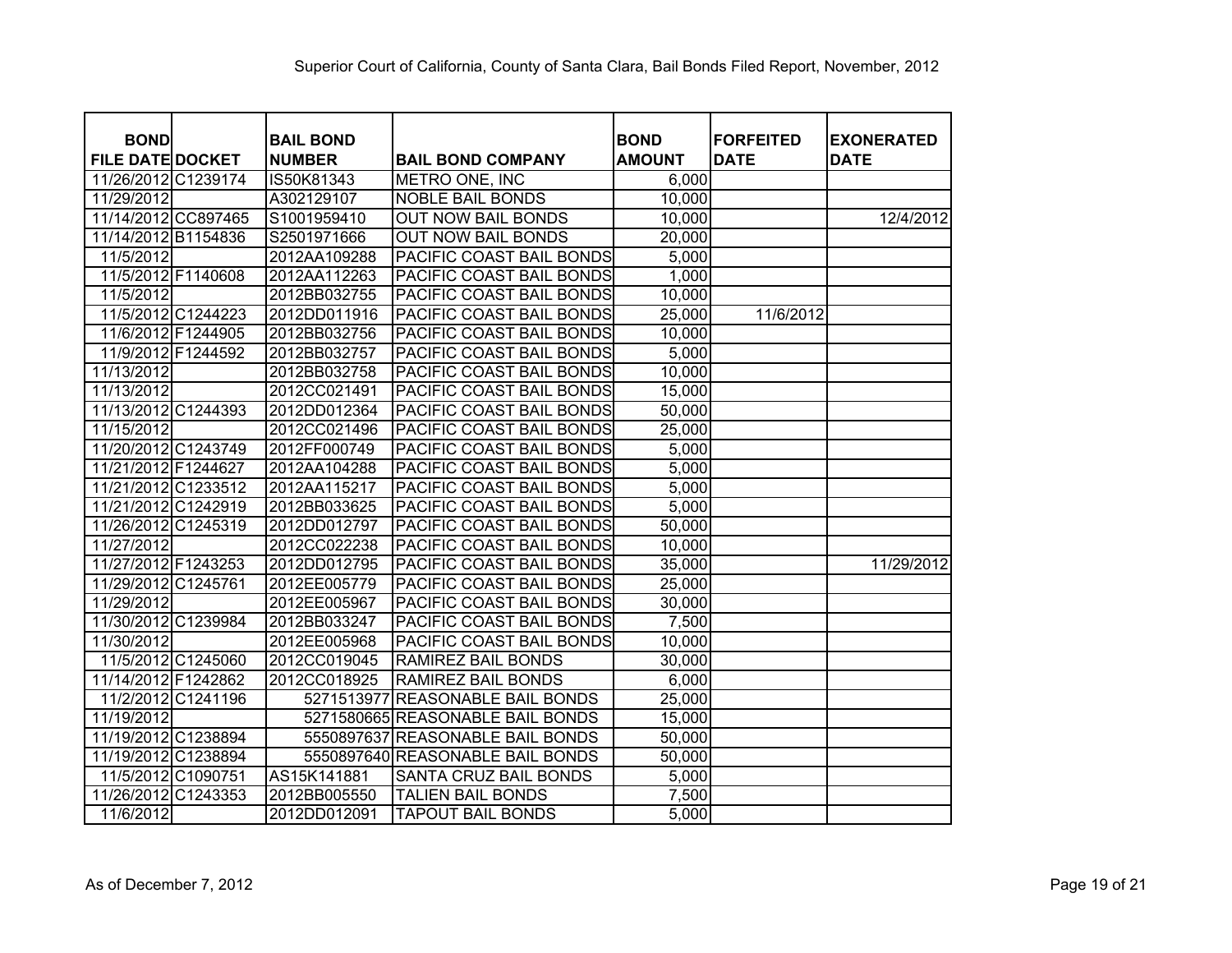Superior Court of California, County of Santa Clara, Bail Bonds Filed Report, November, 2012

| BOND FILE DATE | DOCKET | BAIL BOND NUMBER | BAIL BOND COMPANY | BOND AMOUNT | FORFEITED DATE | EXONERATED DATE |
|---|---|---|---|---|---|---|
| 11/26/2012 | C1239174 | IS50K81343 | METRO ONE, INC | 6,000 | | |
| 11/29/2012 | | A302129107 | NOBLE BAIL BONDS | 10,000 | | |
| 11/14/2012 | CC897465 | S1001959410 | OUT NOW BAIL BONDS | 10,000 | | 12/4/2012 |
| 11/14/2012 | B1154836 | S2501971666 | OUT NOW BAIL BONDS | 20,000 | | |
| 11/5/2012 | | 2012AA109288 | PACIFIC COAST BAIL BONDS | 5,000 | | |
| 11/5/2012 | F1140608 | 2012AA112263 | PACIFIC COAST BAIL BONDS | 1,000 | | |
| 11/5/2012 | | 2012BB032755 | PACIFIC COAST BAIL BONDS | 10,000 | | |
| 11/5/2012 | C1244223 | 2012DD011916 | PACIFIC COAST BAIL BONDS | 25,000 | 11/6/2012 | |
| 11/6/2012 | F1244905 | 2012BB032756 | PACIFIC COAST BAIL BONDS | 10,000 | | |
| 11/9/2012 | F1244592 | 2012BB032757 | PACIFIC COAST BAIL BONDS | 5,000 | | |
| 11/13/2012 | | 2012BB032758 | PACIFIC COAST BAIL BONDS | 10,000 | | |
| 11/13/2012 | | 2012CC021491 | PACIFIC COAST BAIL BONDS | 15,000 | | |
| 11/13/2012 | C1244393 | 2012DD012364 | PACIFIC COAST BAIL BONDS | 50,000 | | |
| 11/15/2012 | | 2012CC021496 | PACIFIC COAST BAIL BONDS | 25,000 | | |
| 11/20/2012 | C1243749 | 2012FF000749 | PACIFIC COAST BAIL BONDS | 5,000 | | |
| 11/21/2012 | F1244627 | 2012AA104288 | PACIFIC COAST BAIL BONDS | 5,000 | | |
| 11/21/2012 | C1233512 | 2012AA115217 | PACIFIC COAST BAIL BONDS | 5,000 | | |
| 11/21/2012 | C1242919 | 2012BB033625 | PACIFIC COAST BAIL BONDS | 5,000 | | |
| 11/26/2012 | C1245319 | 2012DD012797 | PACIFIC COAST BAIL BONDS | 50,000 | | |
| 11/27/2012 | | 2012CC022238 | PACIFIC COAST BAIL BONDS | 10,000 | | |
| 11/27/2012 | F1243253 | 2012DD012795 | PACIFIC COAST BAIL BONDS | 35,000 | | 11/29/2012 |
| 11/29/2012 | C1245761 | 2012EE005779 | PACIFIC COAST BAIL BONDS | 25,000 | | |
| 11/29/2012 | | 2012EE005967 | PACIFIC COAST BAIL BONDS | 30,000 | | |
| 11/30/2012 | C1239984 | 2012BB033247 | PACIFIC COAST BAIL BONDS | 7,500 | | |
| 11/30/2012 | | 2012EE005968 | PACIFIC COAST BAIL BONDS | 10,000 | | |
| 11/5/2012 | C1245060 | 2012CC019045 | RAMIREZ BAIL BONDS | 30,000 | | |
| 11/14/2012 | F1242862 | 2012CC018925 | RAMIREZ BAIL BONDS | 6,000 | | |
| 11/2/2012 | C1241196 | 5271513977 | REASONABLE BAIL BONDS | 25,000 | | |
| 11/19/2012 | | 5271580665 | REASONABLE BAIL BONDS | 15,000 | | |
| 11/19/2012 | C1238894 | 5550897637 | REASONABLE BAIL BONDS | 50,000 | | |
| 11/19/2012 | C1238894 | 5550897640 | REASONABLE BAIL BONDS | 50,000 | | |
| 11/5/2012 | C1090751 | AS15K141881 | SANTA CRUZ BAIL BONDS | 5,000 | | |
| 11/26/2012 | C1243353 | 2012BB005550 | TALIEN BAIL BONDS | 7,500 | | |
| 11/6/2012 | | 2012DD012091 | TAPOUT BAIL BONDS | 5,000 | | |

As of December 7, 2012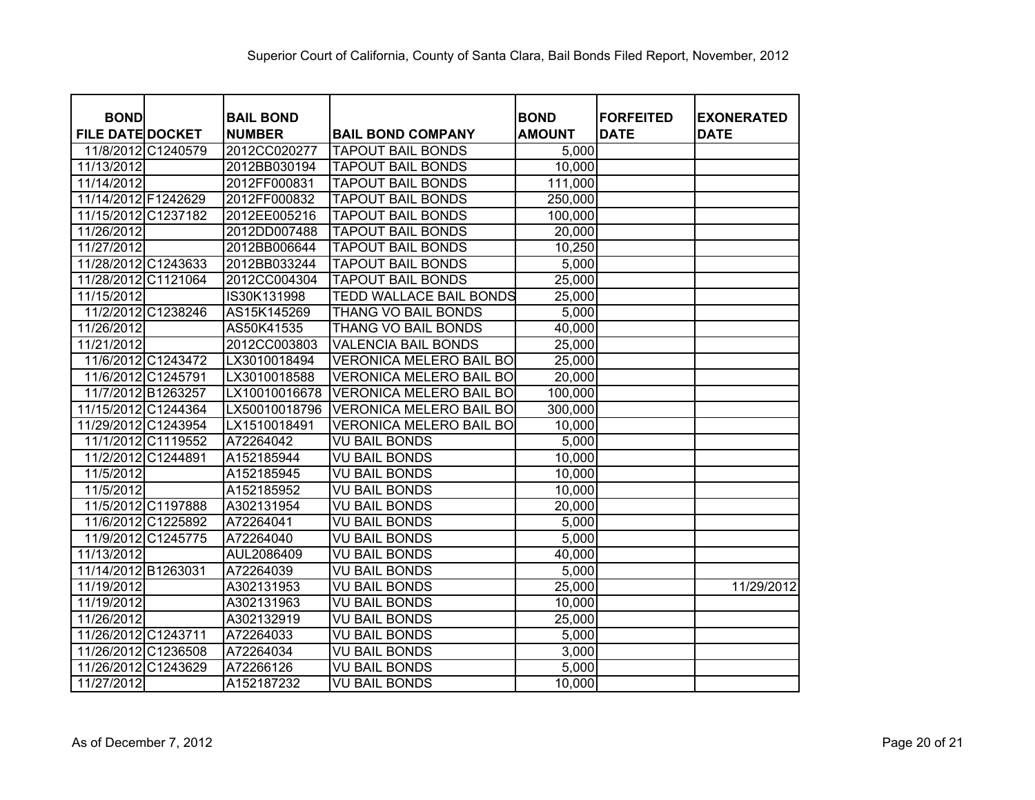Superior Court of California, County of Santa Clara, Bail Bonds Filed Report, November, 2012

| BOND FILE DATE | DOCKET | BAIL BOND NUMBER | BAIL BOND COMPANY | BOND AMOUNT | FORFEITED DATE | EXONERATED DATE |
|---|---|---|---|---|---|---|
| 11/8/2012 | C1240579 | 2012CC020277 | TAPOUT BAIL BONDS | 5,000 | | |
| 11/13/2012 | | 2012BB030194 | TAPOUT BAIL BONDS | 10,000 | | |
| 11/14/2012 | | 2012FF000831 | TAPOUT BAIL BONDS | 111,000 | | |
| 11/14/2012 | F1242629 | 2012FF000832 | TAPOUT BAIL BONDS | 250,000 | | |
| 11/15/2012 | C1237182 | 2012EE005216 | TAPOUT BAIL BONDS | 100,000 | | |
| 11/26/2012 | | 2012DD007488 | TAPOUT BAIL BONDS | 20,000 | | |
| 11/27/2012 | | 2012BB006644 | TAPOUT BAIL BONDS | 10,250 | | |
| 11/28/2012 | C1243633 | 2012BB033244 | TAPOUT BAIL BONDS | 5,000 | | |
| 11/28/2012 | C1121064 | 2012CC004304 | TAPOUT BAIL BONDS | 25,000 | | |
| 11/15/2012 | | IS30K131998 | TEDD WALLACE BAIL BONDS | 25,000 | | |
| 11/2/2012 | C1238246 | AS15K145269 | THANG VO BAIL BONDS | 5,000 | | |
| 11/26/2012 | | AS50K41535 | THANG VO BAIL BONDS | 40,000 | | |
| 11/21/2012 | | 2012CC003803 | VALENCIA BAIL BONDS | 25,000 | | |
| 11/6/2012 | C1243472 | LX3010018494 | VERONICA MELERO BAIL BO | 25,000 | | |
| 11/6/2012 | C1245791 | LX3010018588 | VERONICA MELERO BAIL BO | 20,000 | | |
| 11/7/2012 | B1263257 | LX10010016678 | VERONICA MELERO BAIL BO | 100,000 | | |
| 11/15/2012 | C1244364 | LX50010018796 | VERONICA MELERO BAIL BO | 300,000 | | |
| 11/29/2012 | C1243954 | LX1510018491 | VERONICA MELERO BAIL BO | 10,000 | | |
| 11/1/2012 | C1119552 | A72264042 | VU BAIL BONDS | 5,000 | | |
| 11/2/2012 | C1244891 | A152185944 | VU BAIL BONDS | 10,000 | | |
| 11/5/2012 | | A152185945 | VU BAIL BONDS | 10,000 | | |
| 11/5/2012 | | A152185952 | VU BAIL BONDS | 10,000 | | |
| 11/5/2012 | C1197888 | A302131954 | VU BAIL BONDS | 20,000 | | |
| 11/6/2012 | C1225892 | A72264041 | VU BAIL BONDS | 5,000 | | |
| 11/9/2012 | C1245775 | A72264040 | VU BAIL BONDS | 5,000 | | |
| 11/13/2012 | | AUL2086409 | VU BAIL BONDS | 40,000 | | |
| 11/14/2012 | B1263031 | A72264039 | VU BAIL BONDS | 5,000 | | |
| 11/19/2012 | | A302131953 | VU BAIL BONDS | 25,000 | | 11/29/2012 |
| 11/19/2012 | | A302131963 | VU BAIL BONDS | 10,000 | | |
| 11/26/2012 | | A302132919 | VU BAIL BONDS | 25,000 | | |
| 11/26/2012 | C1243711 | A72264033 | VU BAIL BONDS | 5,000 | | |
| 11/26/2012 | C1236508 | A72264034 | VU BAIL BONDS | 3,000 | | |
| 11/26/2012 | C1243629 | A72266126 | VU BAIL BONDS | 5,000 | | |
| 11/27/2012 | | A152187232 | VU BAIL BONDS | 10,000 | | |

As of December 7, 2012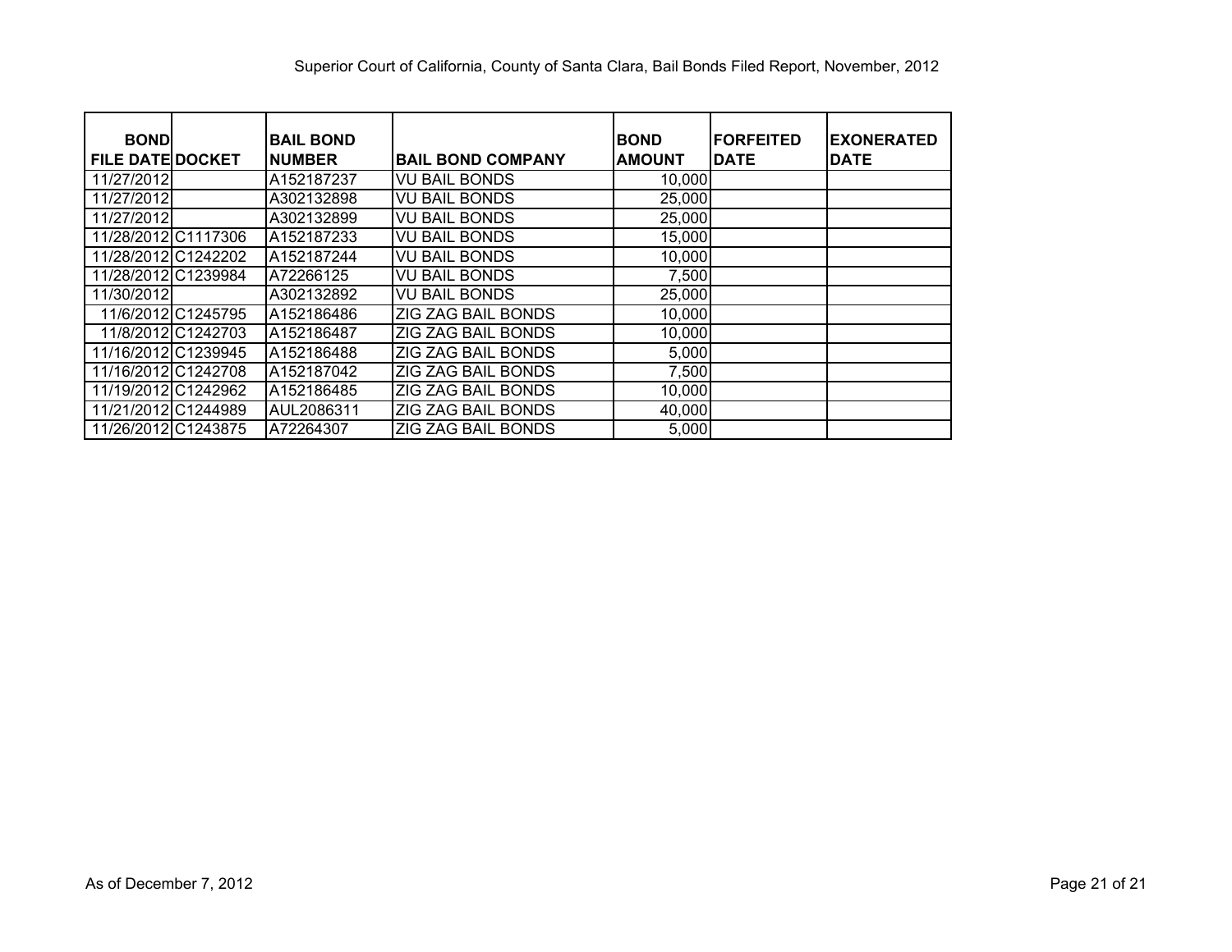| BOND FILE DATE | DOCKET | BAIL BOND NUMBER | BAIL BOND COMPANY | BOND AMOUNT | FORFEITED DATE | EXONERATED DATE |
|---|---|---|---|---|---|---|
| 11/27/2012 | | A152187237 | VU BAIL BONDS | 10,000 | | |
| 11/27/2012 | | A302132898 | VU BAIL BONDS | 25,000 | | |
| 11/27/2012 | | A302132899 | VU BAIL BONDS | 25,000 | | |
| 11/28/2012 | C1117306 | A152187233 | VU BAIL BONDS | 15,000 | | |
| 11/28/2012 | C1242202 | A152187244 | VU BAIL BONDS | 10,000 | | |
| 11/28/2012 | C1239984 | A72266125 | VU BAIL BONDS | 7,500 | | |
| 11/30/2012 | | A302132892 | VU BAIL BONDS | 25,000 | | |
| 11/6/2012 | C1245795 | A152186486 | ZIG ZAG BAIL BONDS | 10,000 | | |
| 11/8/2012 | C1242703 | A152186487 | ZIG ZAG BAIL BONDS | 10,000 | | |
| 11/16/2012 | C1239945 | A152186488 | ZIG ZAG BAIL BONDS | 5,000 | | |
| 11/16/2012 | C1242708 | A152187042 | ZIG ZAG BAIL BONDS | 7,500 | | |
| 11/19/2012 | C1242962 | A152186485 | ZIG ZAG BAIL BONDS | 10,000 | | |
| 11/21/2012 | C1244989 | AUL2086311 | ZIG ZAG BAIL BONDS | 40,000 | | |
| 11/26/2012 | C1243875 | A72264307 | ZIG ZAG BAIL BONDS | 5,000 | | |